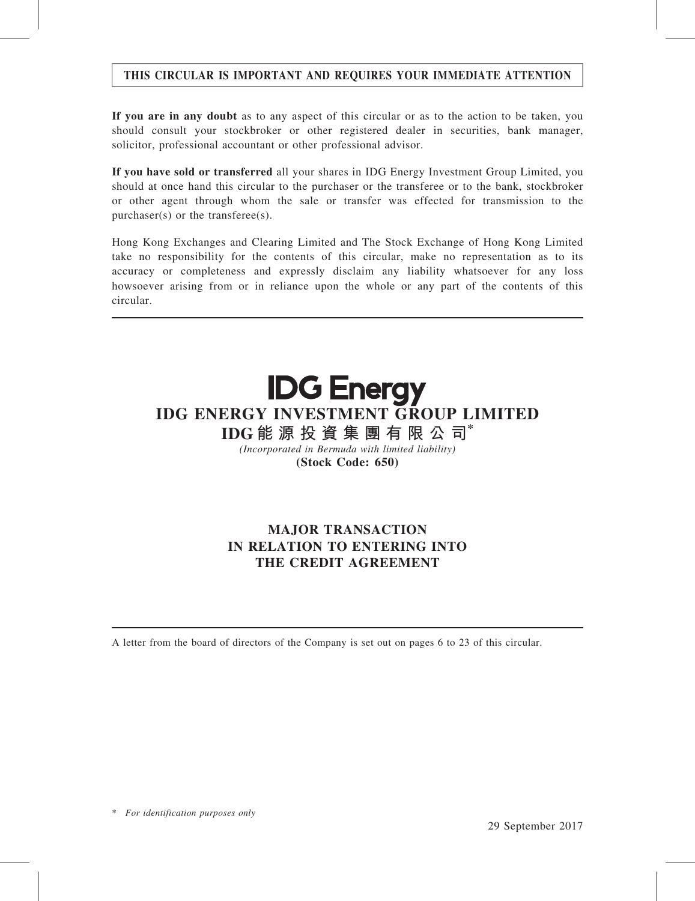**THIS CIRCULAR IS IMPORTANT AND REQUIRES YOUR IMMEDIATE ATTENTION**

**If you are in any doubt** as to any aspect of this circular or as to the action to be taken, you should consult your stockbroker or other registered dealer in securities, bank manager, solicitor, professional accountant or other professional advisor.

**If you have sold or transferred** all your shares in IDG Energy Investment Group Limited, you should at once hand this circular to the purchaser or the transferee or to the bank, stockbroker or other agent through whom the sale or transfer was effected for transmission to the purchaser(s) or the transferee(s).

Hong Kong Exchanges and Clearing Limited and The Stock Exchange of Hong Kong Limited take no responsibility for the contents of this circular, make no representation as to its accuracy or completeness and expressly disclaim any liability whatsoever for any loss howsoever arising from or in reliance upon the whole or any part of the contents of this circular.

**IDG Energy**

# IDG ENERGY INVESTMENT GROUP LIMITED

**IDG能源投資集團有限公司***

*(Incorporated in Bermuda with limited liability)*

**(Stock Code: 650)**

# MAJOR TRANSACTION IN RELATION TO ENTERING INTO THE CREDIT AGREEMENT

A letter from the board of directors of the Company is set out on pages 6 to 23 of this circular.

\* *For identification purposes only*

29 September 2017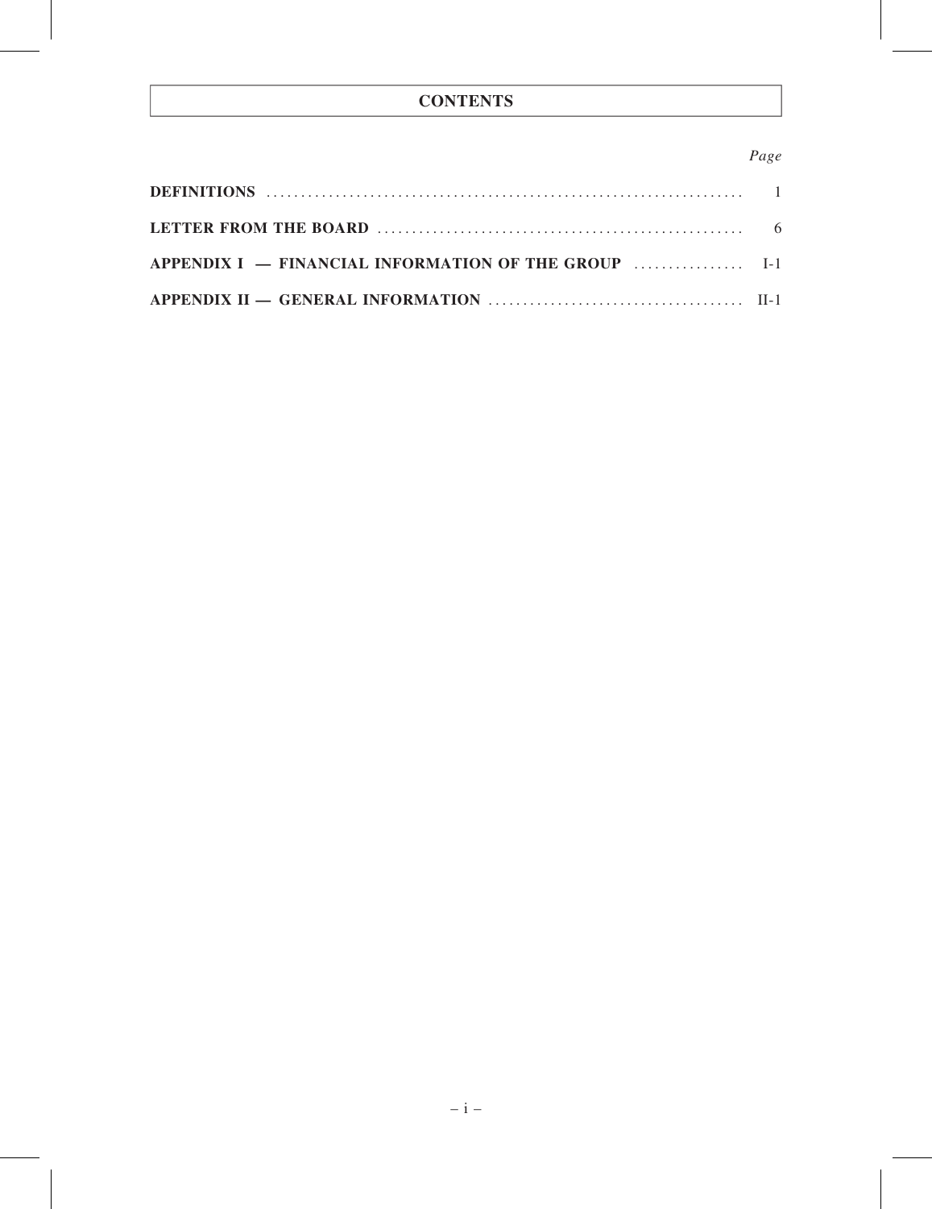# CONTENTS

| | *Page* |
|---|---|
| **DEFINITIONS** | 1 |
| **LETTER FROM THE BOARD** | 6 |
| **APPENDIX I — FINANCIAL INFORMATION OF THE GROUP** | I-1 |
| **APPENDIX II — GENERAL INFORMATION** | II-1 |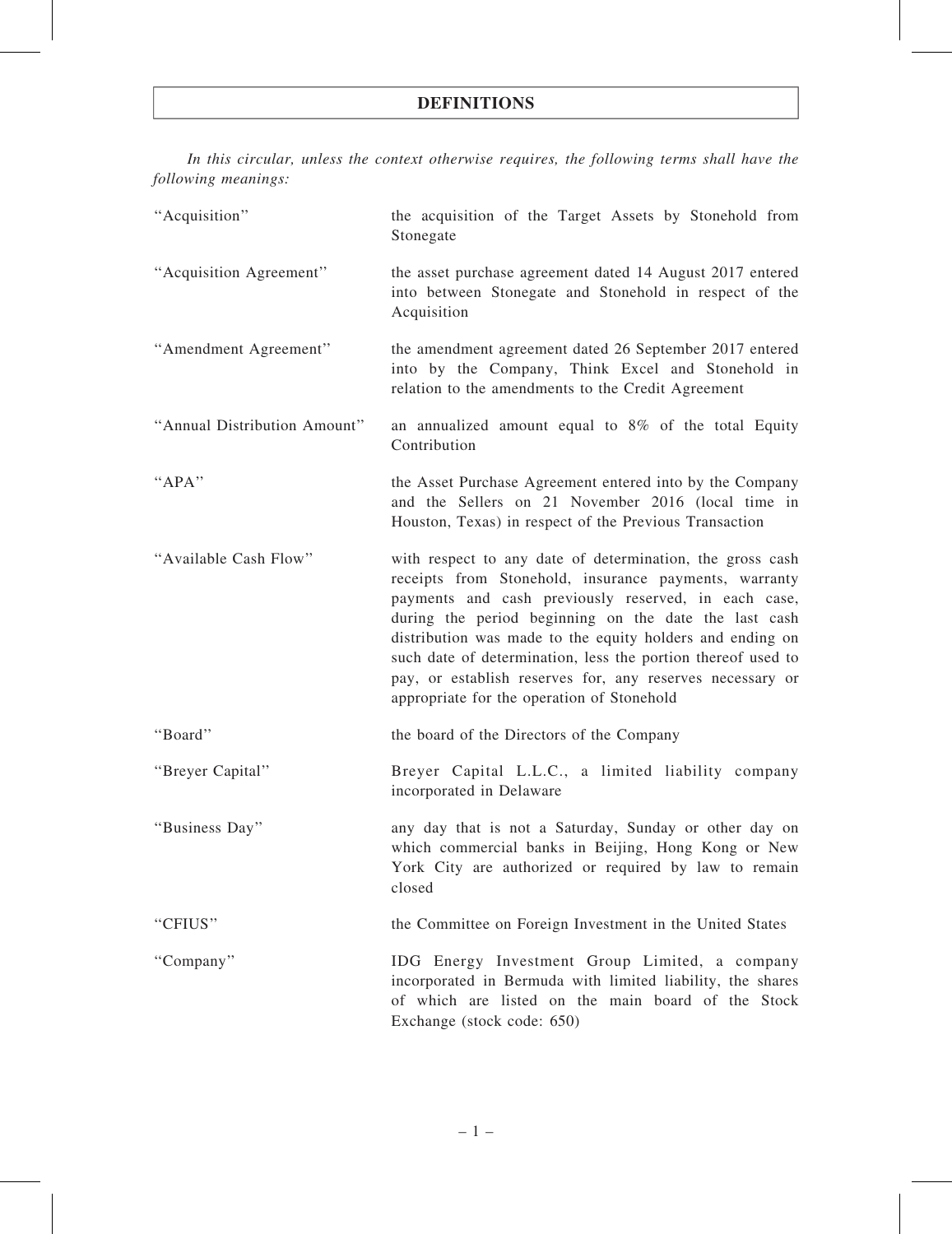# DEFINITIONS

*In this circular, unless the context otherwise requires, the following terms shall have the following meanings:*

| | |
|---|---|
| "Acquisition" | the acquisition of the Target Assets by Stonehold from Stonegate |
| "Acquisition Agreement" | the asset purchase agreement dated 14 August 2017 entered into between Stonegate and Stonehold in respect of the Acquisition |
| "Amendment Agreement" | the amendment agreement dated 26 September 2017 entered into by the Company, Think Excel and Stonehold in relation to the amendments to the Credit Agreement |
| "Annual Distribution Amount" | an annualized amount equal to 8% of the total Equity Contribution |
| "APA" | the Asset Purchase Agreement entered into by the Company and the Sellers on 21 November 2016 (local time in Houston, Texas) in respect of the Previous Transaction |
| "Available Cash Flow" | with respect to any date of determination, the gross cash receipts from Stonehold, insurance payments, warranty payments and cash previously reserved, in each case, during the period beginning on the date the last cash distribution was made to the equity holders and ending on such date of determination, less the portion thereof used to pay, or establish reserves for, any reserves necessary or appropriate for the operation of Stonehold |
| "Board" | the board of the Directors of the Company |
| "Breyer Capital" | Breyer Capital L.L.C., a limited liability company incorporated in Delaware |
| "Business Day" | any day that is not a Saturday, Sunday or other day on which commercial banks in Beijing, Hong Kong or New York City are authorized or required by law to remain closed |
| "CFIUS" | the Committee on Foreign Investment in the United States |
| "Company" | IDG Energy Investment Group Limited, a company incorporated in Bermuda with limited liability, the shares of which are listed on the main board of the Stock Exchange (stock code: 650) |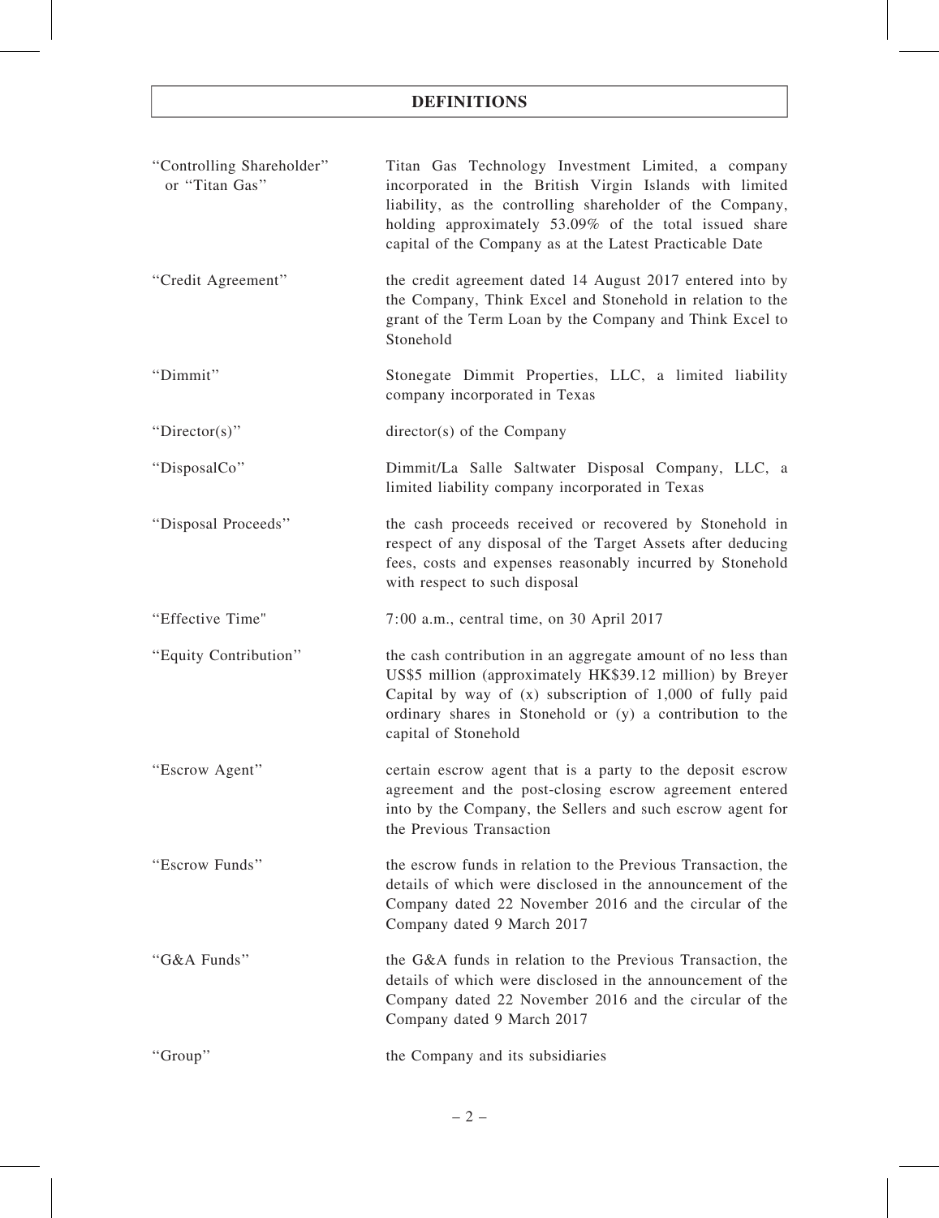# DEFINITIONS

| | |
|---|---|
| "Controlling Shareholder" or "Titan Gas" | Titan Gas Technology Investment Limited, a company incorporated in the British Virgin Islands with limited liability, as the controlling shareholder of the Company, holding approximately 53.09% of the total issued share capital of the Company as at the Latest Practicable Date |
| "Credit Agreement" | the credit agreement dated 14 August 2017 entered into by the Company, Think Excel and Stonehold in relation to the grant of the Term Loan by the Company and Think Excel to Stonehold |
| "Dimmit" | Stonegate Dimmit Properties, LLC, a limited liability company incorporated in Texas |
| "Director(s)" | director(s) of the Company |
| "DisposalCo" | Dimmit/La Salle Saltwater Disposal Company, LLC, a limited liability company incorporated in Texas |
| "Disposal Proceeds" | the cash proceeds received or recovered by Stonehold in respect of any disposal of the Target Assets after deducing fees, costs and expenses reasonably incurred by Stonehold with respect to such disposal |
| "Effective Time" | 7:00 a.m., central time, on 30 April 2017 |
| "Equity Contribution" | the cash contribution in an aggregate amount of no less than US$5 million (approximately HK$39.12 million) by Breyer Capital by way of (x) subscription of 1,000 of fully paid ordinary shares in Stonehold or (y) a contribution to the capital of Stonehold |
| "Escrow Agent" | certain escrow agent that is a party to the deposit escrow agreement and the post-closing escrow agreement entered into by the Company, the Sellers and such escrow agent for the Previous Transaction |
| "Escrow Funds" | the escrow funds in relation to the Previous Transaction, the details of which were disclosed in the announcement of the Company dated 22 November 2016 and the circular of the Company dated 9 March 2017 |
| "G&A Funds" | the G&A funds in relation to the Previous Transaction, the details of which were disclosed in the announcement of the Company dated 22 November 2016 and the circular of the Company dated 9 March 2017 |
| "Group" | the Company and its subsidiaries |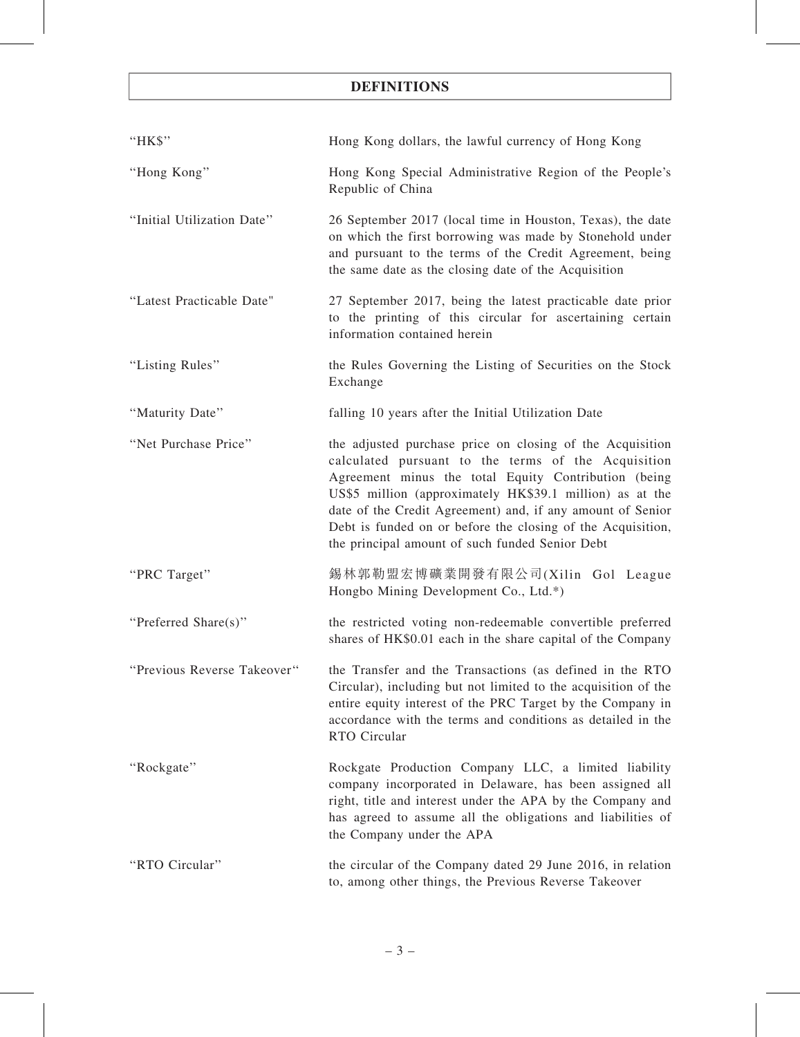# DEFINITIONS

| | |
|---|---|
| "HK$" | Hong Kong dollars, the lawful currency of Hong Kong |
| "Hong Kong" | Hong Kong Special Administrative Region of the People's Republic of China |
| "Initial Utilization Date" | 26 September 2017 (local time in Houston, Texas), the date on which the first borrowing was made by Stonehold under and pursuant to the terms of the Credit Agreement, being the same date as the closing date of the Acquisition |
| "Latest Practicable Date" | 27 September 2017, being the latest practicable date prior to the printing of this circular for ascertaining certain information contained herein |
| "Listing Rules" | the Rules Governing the Listing of Securities on the Stock Exchange |
| "Maturity Date" | falling 10 years after the Initial Utilization Date |
| "Net Purchase Price" | the adjusted purchase price on closing of the Acquisition calculated pursuant to the terms of the Acquisition Agreement minus the total Equity Contribution (being US$5 million (approximately HK$39.1 million) as at the date of the Credit Agreement) and, if any amount of Senior Debt is funded on or before the closing of the Acquisition, the principal amount of such funded Senior Debt |
| "PRC Target" | 錫林郭勒盟宏博礦業開發有限公司(Xilin Gol League Hongbo Mining Development Co., Ltd.*) |
| "Preferred Share(s)" | the restricted voting non-redeemable convertible preferred shares of HK$0.01 each in the share capital of the Company |
| "Previous Reverse Takeover" | the Transfer and the Transactions (as defined in the RTO Circular), including but not limited to the acquisition of the entire equity interest of the PRC Target by the Company in accordance with the terms and conditions as detailed in the RTO Circular |
| "Rockgate" | Rockgate Production Company LLC, a limited liability company incorporated in Delaware, has been assigned all right, title and interest under the APA by the Company and has agreed to assume all the obligations and liabilities of the Company under the APA |
| "RTO Circular" | the circular of the Company dated 29 June 2016, in relation to, among other things, the Previous Reverse Takeover |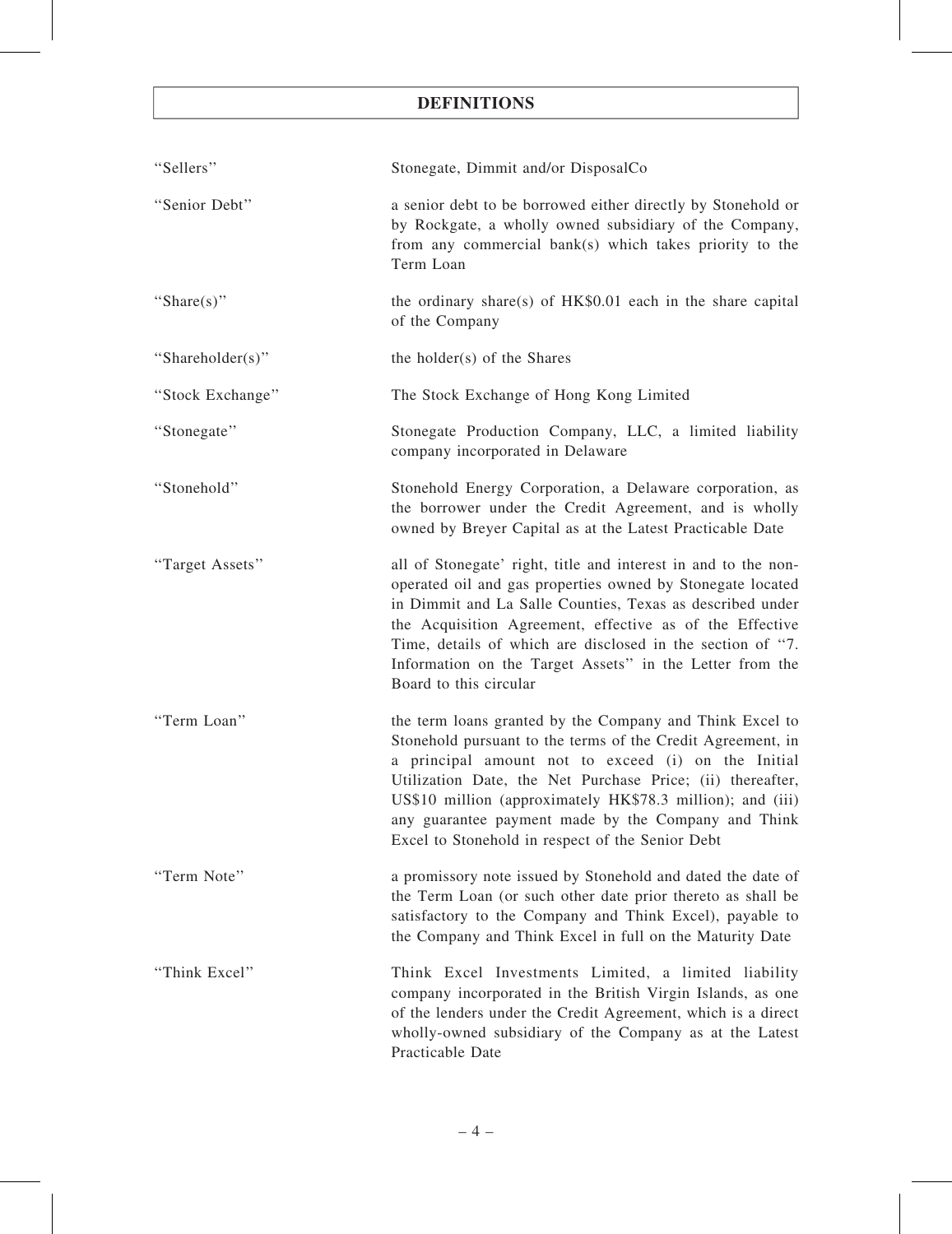## DEFINITIONS

| | |
|---|---|
| "Sellers" | Stonegate, Dimmit and/or DisposalCo |
| "Senior Debt" | a senior debt to be borrowed either directly by Stonehold or by Rockgate, a wholly owned subsidiary of the Company, from any commercial bank(s) which takes priority to the Term Loan |
| "Share(s)" | the ordinary share(s) of HK$0.01 each in the share capital of the Company |
| "Shareholder(s)" | the holder(s) of the Shares |
| "Stock Exchange" | The Stock Exchange of Hong Kong Limited |
| "Stonegate" | Stonegate Production Company, LLC, a limited liability company incorporated in Delaware |
| "Stonehold" | Stonehold Energy Corporation, a Delaware corporation, as the borrower under the Credit Agreement, and is wholly owned by Breyer Capital as at the Latest Practicable Date |
| "Target Assets" | all of Stonegate' right, title and interest in and to the non-operated oil and gas properties owned by Stonegate located in Dimmit and La Salle Counties, Texas as described under the Acquisition Agreement, effective as of the Effective Time, details of which are disclosed in the section of "7. Information on the Target Assets" in the Letter from the Board to this circular |
| "Term Loan" | the term loans granted by the Company and Think Excel to Stonehold pursuant to the terms of the Credit Agreement, in a principal amount not to exceed (i) on the Initial Utilization Date, the Net Purchase Price; (ii) thereafter, US$10 million (approximately HK$78.3 million); and (iii) any guarantee payment made by the Company and Think Excel to Stonehold in respect of the Senior Debt |
| "Term Note" | a promissory note issued by Stonehold and dated the date of the Term Loan (or such other date prior thereto as shall be satisfactory to the Company and Think Excel), payable to the Company and Think Excel in full on the Maturity Date |
| "Think Excel" | Think Excel Investments Limited, a limited liability company incorporated in the British Virgin Islands, as one of the lenders under the Credit Agreement, which is a direct wholly-owned subsidiary of the Company as at the Latest Practicable Date |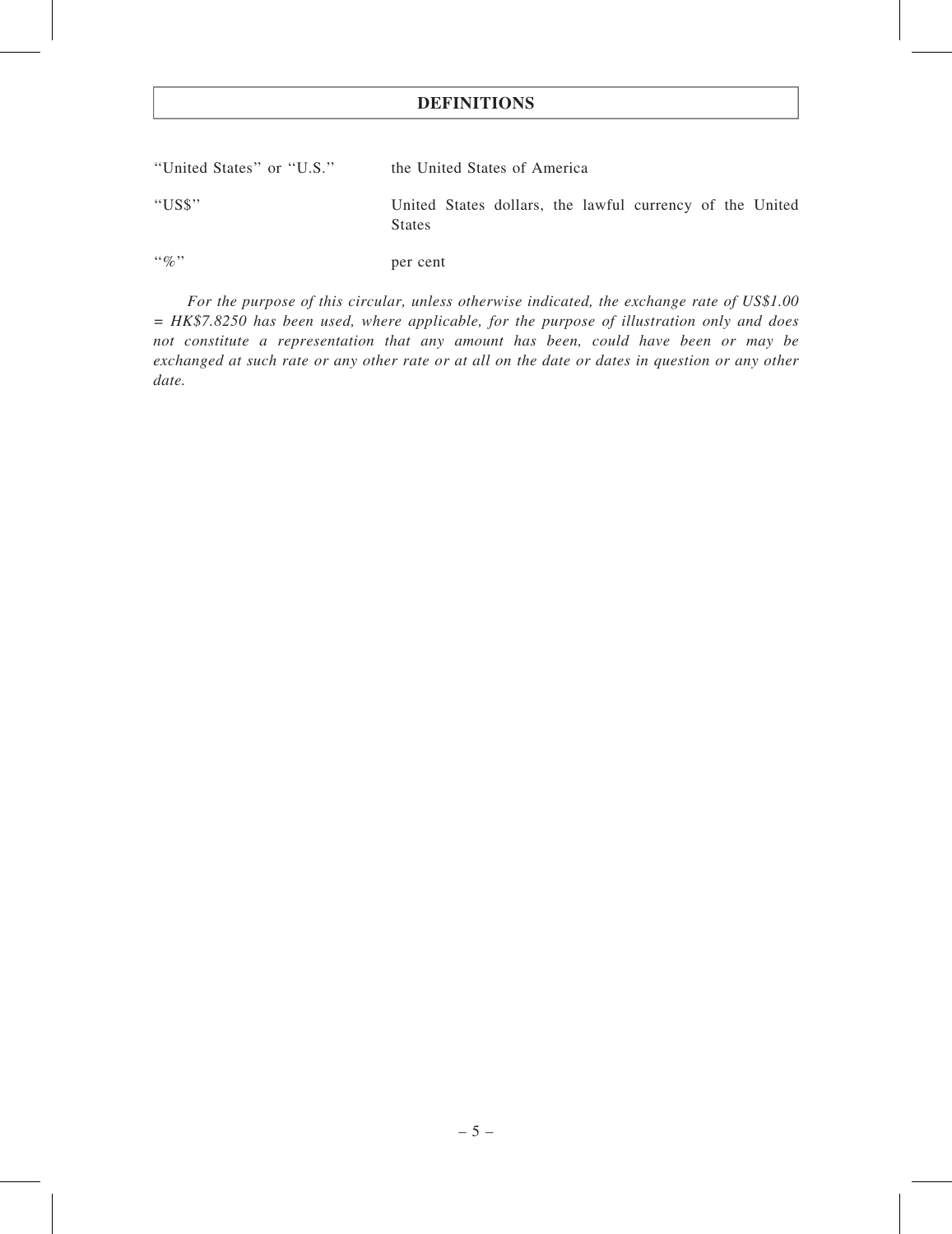## DEFINITIONS

| | |
|---|---|
| "United States" or "U.S." | the United States of America |
| "US$" | United States dollars, the lawful currency of the United States |
| "%" | per cent |

*For the purpose of this circular, unless otherwise indicated, the exchange rate of US$1.00 = HK$7.8250 has been used, where applicable, for the purpose of illustration only and does not constitute a representation that any amount has been, could have been or may be exchanged at such rate or any other rate or at all on the date or dates in question or any other date.*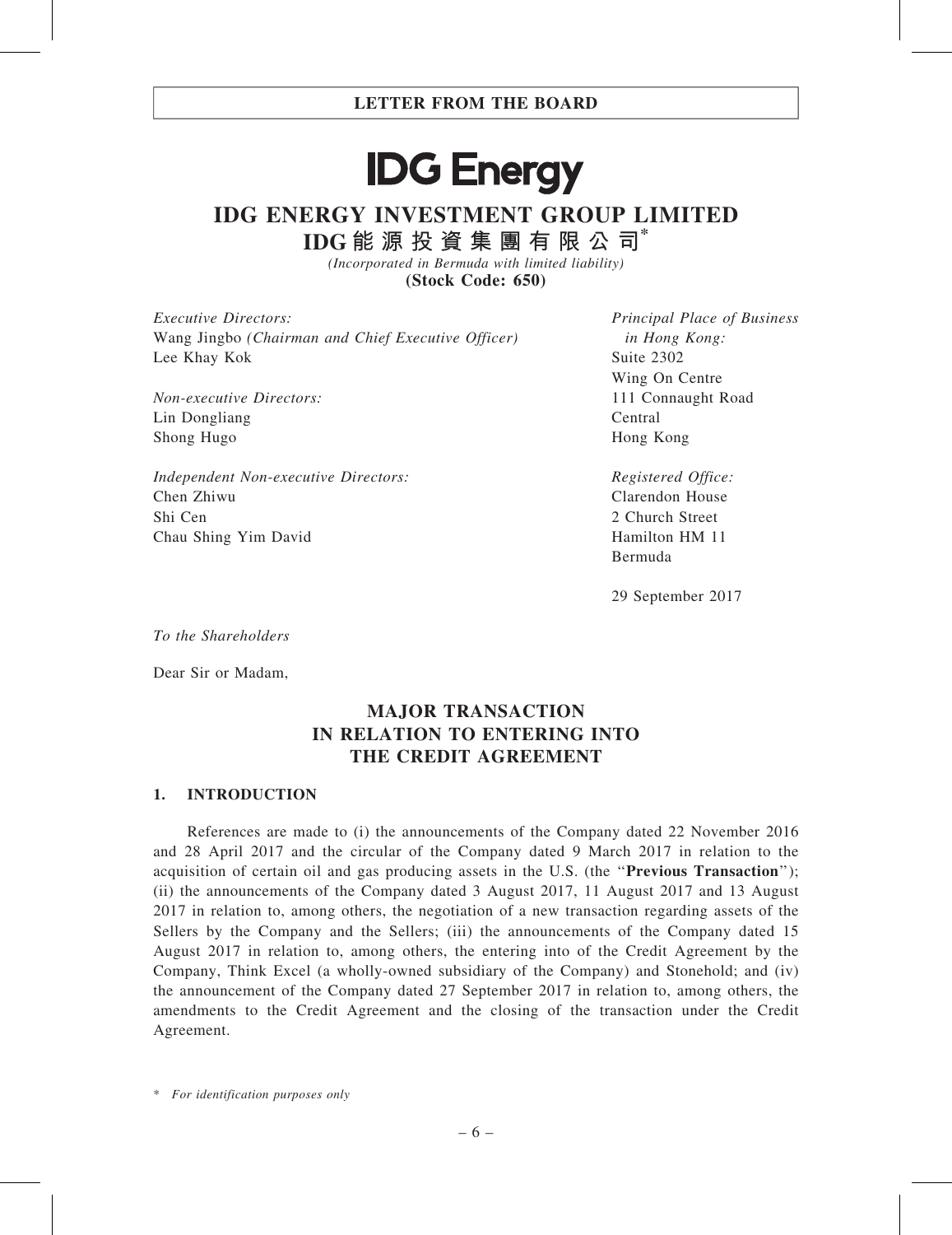# LETTER FROM THE BOARD

**IDG Energy**

## IDG ENERGY INVESTMENT GROUP LIMITED
## IDG能源投資集團有限公司*

*(Incorporated in Bermuda with limited liability)*

**(Stock Code: 650)**

*Executive Directors:*
Wang Jingbo *(Chairman and Chief Executive Officer)*
Lee Khay Kok

*Non-executive Directors:*
Lin Dongliang
Shong Hugo

*Independent Non-executive Directors:*
Chen Zhiwu
Shi Cen
Chau Shing Yim David

*Principal Place of Business in Hong Kong:*
Suite 2302
Wing On Centre
111 Connaught Road
Central
Hong Kong

*Registered Office:*
Clarendon House
2 Church Street
Hamilton HM 11
Bermuda

29 September 2017

*To the Shareholders*

Dear Sir or Madam,

## MAJOR TRANSACTION IN RELATION TO ENTERING INTO THE CREDIT AGREEMENT

### 1. INTRODUCTION

References are made to (i) the announcements of the Company dated 22 November 2016 and 28 April 2017 and the circular of the Company dated 9 March 2017 in relation to the acquisition of certain oil and gas producing assets in the U.S. (the "**Previous Transaction**"); (ii) the announcements of the Company dated 3 August 2017, 11 August 2017 and 13 August 2017 in relation to, among others, the negotiation of a new transaction regarding assets of the Sellers by the Company and the Sellers; (iii) the announcements of the Company dated 15 August 2017 in relation to, among others, the entering into of the Credit Agreement by the Company, Think Excel (a wholly-owned subsidiary of the Company) and Stonehold; and (iv) the announcement of the Company dated 27 September 2017 in relation to, among others, the amendments to the Credit Agreement and the closing of the transaction under the Credit Agreement.

\* *For identification purposes only*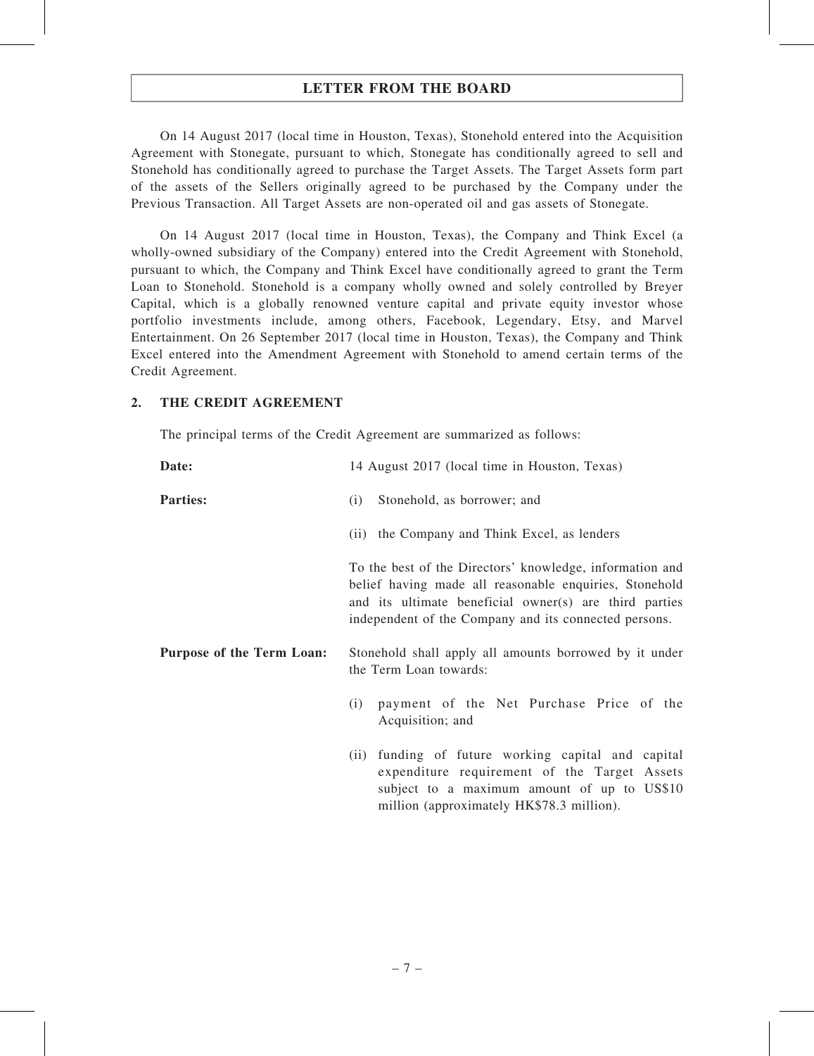On 14 August 2017 (local time in Houston, Texas), Stonehold entered into the Acquisition Agreement with Stonegate, pursuant to which, Stonegate has conditionally agreed to sell and Stonehold has conditionally agreed to purchase the Target Assets. The Target Assets form part of the assets of the Sellers originally agreed to be purchased by the Company under the Previous Transaction. All Target Assets are non-operated oil and gas assets of Stonegate.

On 14 August 2017 (local time in Houston, Texas), the Company and Think Excel (a wholly-owned subsidiary of the Company) entered into the Credit Agreement with Stonehold, pursuant to which, the Company and Think Excel have conditionally agreed to grant the Term Loan to Stonehold. Stonehold is a company wholly owned and solely controlled by Breyer Capital, which is a globally renowned venture capital and private equity investor whose portfolio investments include, among others, Facebook, Legendary, Etsy, and Marvel Entertainment. On 26 September 2017 (local time in Houston, Texas), the Company and Think Excel entered into the Amendment Agreement with Stonehold to amend certain terms of the Credit Agreement.

## 2. THE CREDIT AGREEMENT

The principal terms of the Credit Agreement are summarized as follows:

**Date:** 14 August 2017 (local time in Houston, Texas)

**Parties:**

(i) Stonehold, as borrower; and

(ii) the Company and Think Excel, as lenders

To the best of the Directors' knowledge, information and belief having made all reasonable enquiries, Stonehold and its ultimate beneficial owner(s) are third parties independent of the Company and its connected persons.

**Purpose of the Term Loan:** Stonehold shall apply all amounts borrowed by it under the Term Loan towards:

(i) payment of the Net Purchase Price of the Acquisition; and

(ii) funding of future working capital and capital expenditure requirement of the Target Assets subject to a maximum amount of up to US$10 million (approximately HK$78.3 million).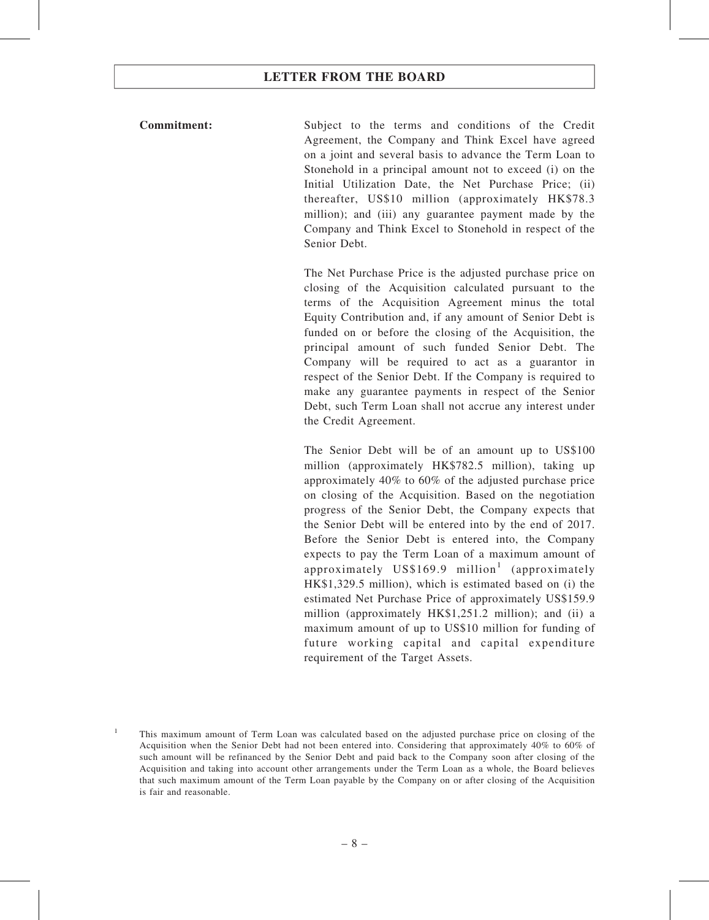**Commitment:**

Subject to the terms and conditions of the Credit Agreement, the Company and Think Excel have agreed on a joint and several basis to advance the Term Loan to Stonehold in a principal amount not to exceed (i) on the Initial Utilization Date, the Net Purchase Price; (ii) thereafter, US$10 million (approximately HK$78.3 million); and (iii) any guarantee payment made by the Company and Think Excel to Stonehold in respect of the Senior Debt.

The Net Purchase Price is the adjusted purchase price on closing of the Acquisition calculated pursuant to the terms of the Acquisition Agreement minus the total Equity Contribution and, if any amount of Senior Debt is funded on or before the closing of the Acquisition, the principal amount of such funded Senior Debt. The Company will be required to act as a guarantor in respect of the Senior Debt. If the Company is required to make any guarantee payments in respect of the Senior Debt, such Term Loan shall not accrue any interest under the Credit Agreement.

The Senior Debt will be of an amount up to US$100 million (approximately HK$782.5 million), taking up approximately 40% to 60% of the adjusted purchase price on closing of the Acquisition. Based on the negotiation progress of the Senior Debt, the Company expects that the Senior Debt will be entered into by the end of 2017. Before the Senior Debt is entered into, the Company expects to pay the Term Loan of a maximum amount of approximately US$169.9 million[1] (approximately HK$1,329.5 million), which is estimated based on (i) the estimated Net Purchase Price of approximately US$159.9 million (approximately HK$1,251.2 million); and (ii) a maximum amount of up to US$10 million for funding of future working capital and capital expenditure requirement of the Target Assets.

[1] This maximum amount of Term Loan was calculated based on the adjusted purchase price on closing of the Acquisition when the Senior Debt had not been entered into. Considering that approximately 40% to 60% of such amount will be refinanced by the Senior Debt and paid back to the Company soon after closing of the Acquisition and taking into account other arrangements under the Term Loan as a whole, the Board believes that such maximum amount of the Term Loan payable by the Company on or after closing of the Acquisition is fair and reasonable.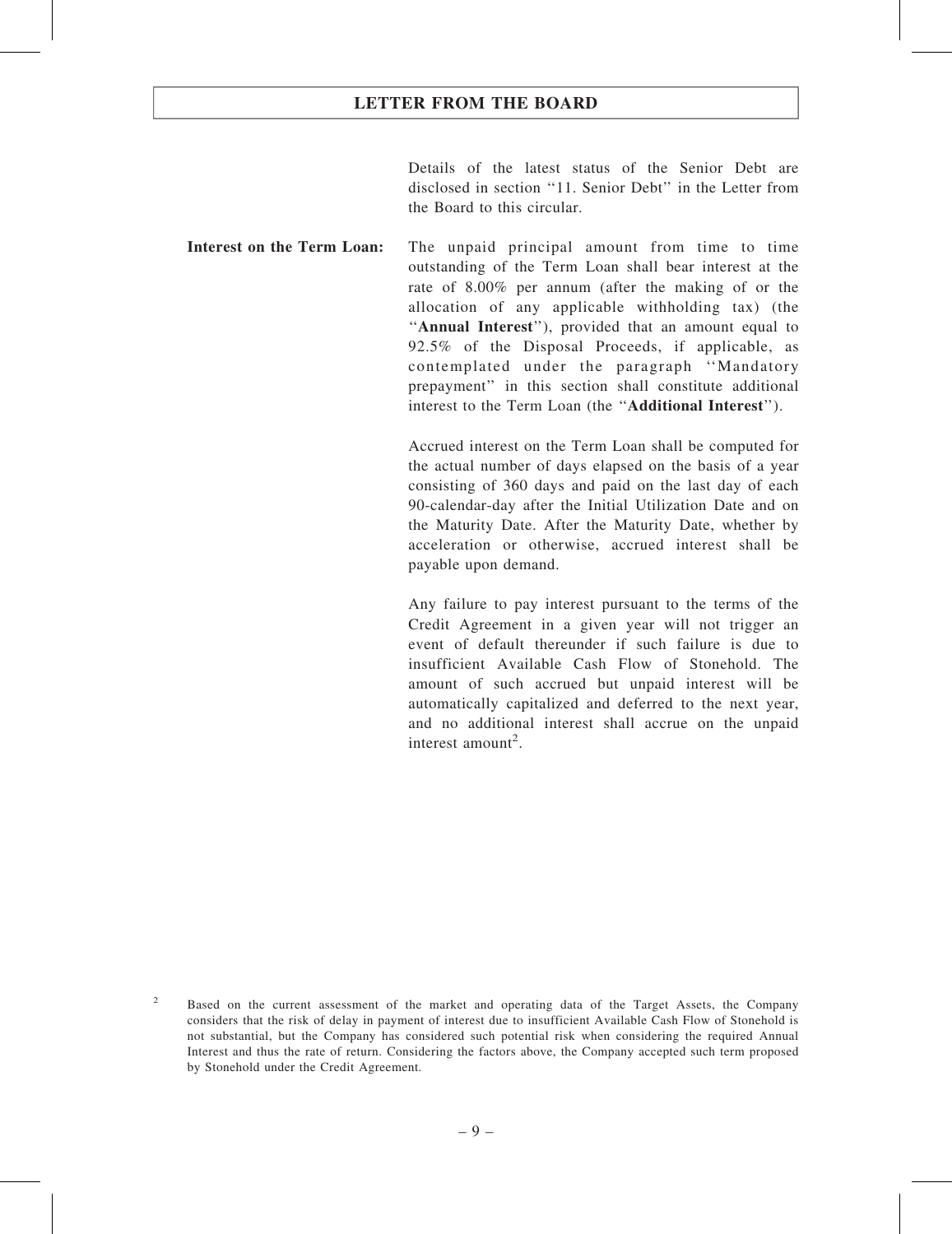Details of the latest status of the Senior Debt are disclosed in section "11. Senior Debt" in the Letter from the Board to this circular.

**Interest on the Term Loan:** The unpaid principal amount from time to time outstanding of the Term Loan shall bear interest at the rate of 8.00% per annum (after the making of or the allocation of any applicable withholding tax) (the "**Annual Interest**"), provided that an amount equal to 92.5% of the Disposal Proceeds, if applicable, as contemplated under the paragraph "Mandatory prepayment" in this section shall constitute additional interest to the Term Loan (the "**Additional Interest**").

Accrued interest on the Term Loan shall be computed for the actual number of days elapsed on the basis of a year consisting of 360 days and paid on the last day of each 90-calendar-day after the Initial Utilization Date and on the Maturity Date. After the Maturity Date, whether by acceleration or otherwise, accrued interest shall be payable upon demand.

Any failure to pay interest pursuant to the terms of the Credit Agreement in a given year will not trigger an event of default thereunder if such failure is due to insufficient Available Cash Flow of Stonehold. The amount of such accrued but unpaid interest will be automatically capitalized and deferred to the next year, and no additional interest shall accrue on the unpaid interest amount[2].

[2] Based on the current assessment of the market and operating data of the Target Assets, the Company considers that the risk of delay in payment of interest due to insufficient Available Cash Flow of Stonehold is not substantial, but the Company has considered such potential risk when considering the required Annual Interest and thus the rate of return. Considering the factors above, the Company accepted such term proposed by Stonehold under the Credit Agreement.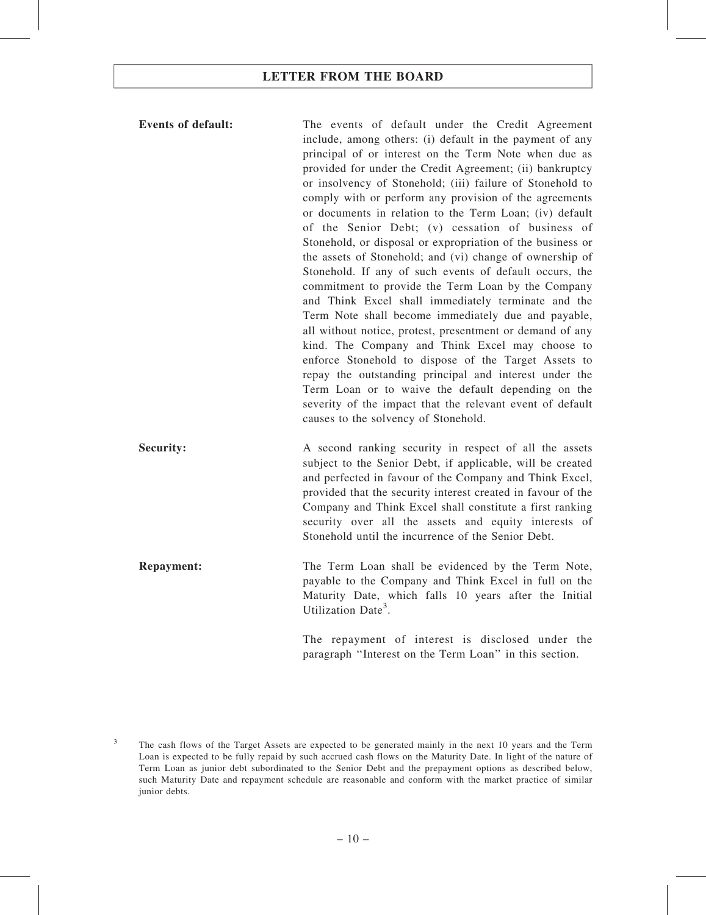**Events of default:** The events of default under the Credit Agreement include, among others: (i) default in the payment of any principal of or interest on the Term Note when due as provided for under the Credit Agreement; (ii) bankruptcy or insolvency of Stonehold; (iii) failure of Stonehold to comply with or perform any provision of the agreements or documents in relation to the Term Loan; (iv) default of the Senior Debt; (v) cessation of business of Stonehold, or disposal or expropriation of the business or the assets of Stonehold; and (vi) change of ownership of Stonehold. If any of such events of default occurs, the commitment to provide the Term Loan by the Company and Think Excel shall immediately terminate and the Term Note shall become immediately due and payable, all without notice, protest, presentment or demand of any kind. The Company and Think Excel may choose to enforce Stonehold to dispose of the Target Assets to repay the outstanding principal and interest under the Term Loan or to waive the default depending on the severity of the impact that the relevant event of default causes to the solvency of Stonehold.

**Security:** A second ranking security in respect of all the assets subject to the Senior Debt, if applicable, will be created and perfected in favour of the Company and Think Excel, provided that the security interest created in favour of the Company and Think Excel shall constitute a first ranking security over all the assets and equity interests of Stonehold until the incurrence of the Senior Debt.

**Repayment:** The Term Loan shall be evidenced by the Term Note, payable to the Company and Think Excel in full on the Maturity Date, which falls 10 years after the Initial Utilization Date[3].

The repayment of interest is disclosed under the paragraph "Interest on the Term Loan" in this section.

[3] The cash flows of the Target Assets are expected to be generated mainly in the next 10 years and the Term Loan is expected to be fully repaid by such accrued cash flows on the Maturity Date. In light of the nature of Term Loan as junior debt subordinated to the Senior Debt and the prepayment options as described below, such Maturity Date and repayment schedule are reasonable and conform with the market practice of similar junior debts.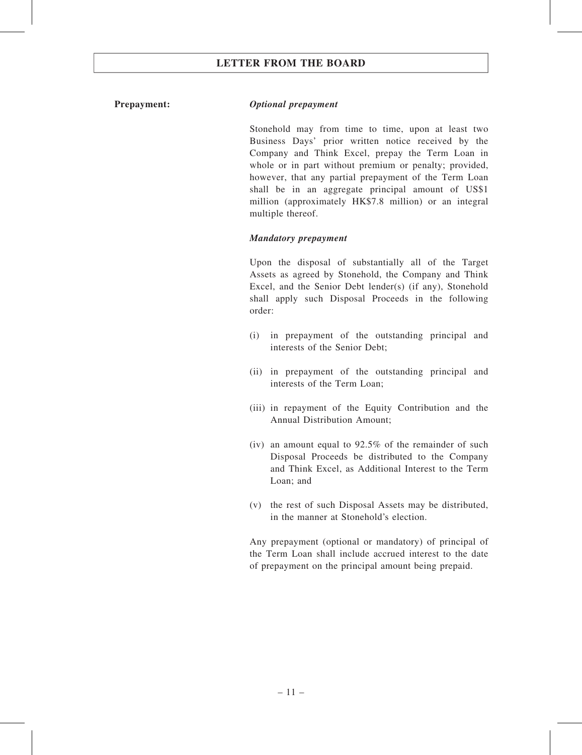**Prepayment:**

***Optional prepayment***

Stonehold may from time to time, upon at least two Business Days' prior written notice received by the Company and Think Excel, prepay the Term Loan in whole or in part without premium or penalty; provided, however, that any partial prepayment of the Term Loan shall be in an aggregate principal amount of US$1 million (approximately HK$7.8 million) or an integral multiple thereof.

***Mandatory prepayment***

Upon the disposal of substantially all of the Target Assets as agreed by Stonehold, the Company and Think Excel, and the Senior Debt lender(s) (if any), Stonehold shall apply such Disposal Proceeds in the following order:

(i) in prepayment of the outstanding principal and interests of the Senior Debt;

(ii) in prepayment of the outstanding principal and interests of the Term Loan;

(iii) in repayment of the Equity Contribution and the Annual Distribution Amount;

(iv) an amount equal to 92.5% of the remainder of such Disposal Proceeds be distributed to the Company and Think Excel, as Additional Interest to the Term Loan; and

(v) the rest of such Disposal Assets may be distributed, in the manner at Stonehold's election.

Any prepayment (optional or mandatory) of principal of the Term Loan shall include accrued interest to the date of prepayment on the principal amount being prepaid.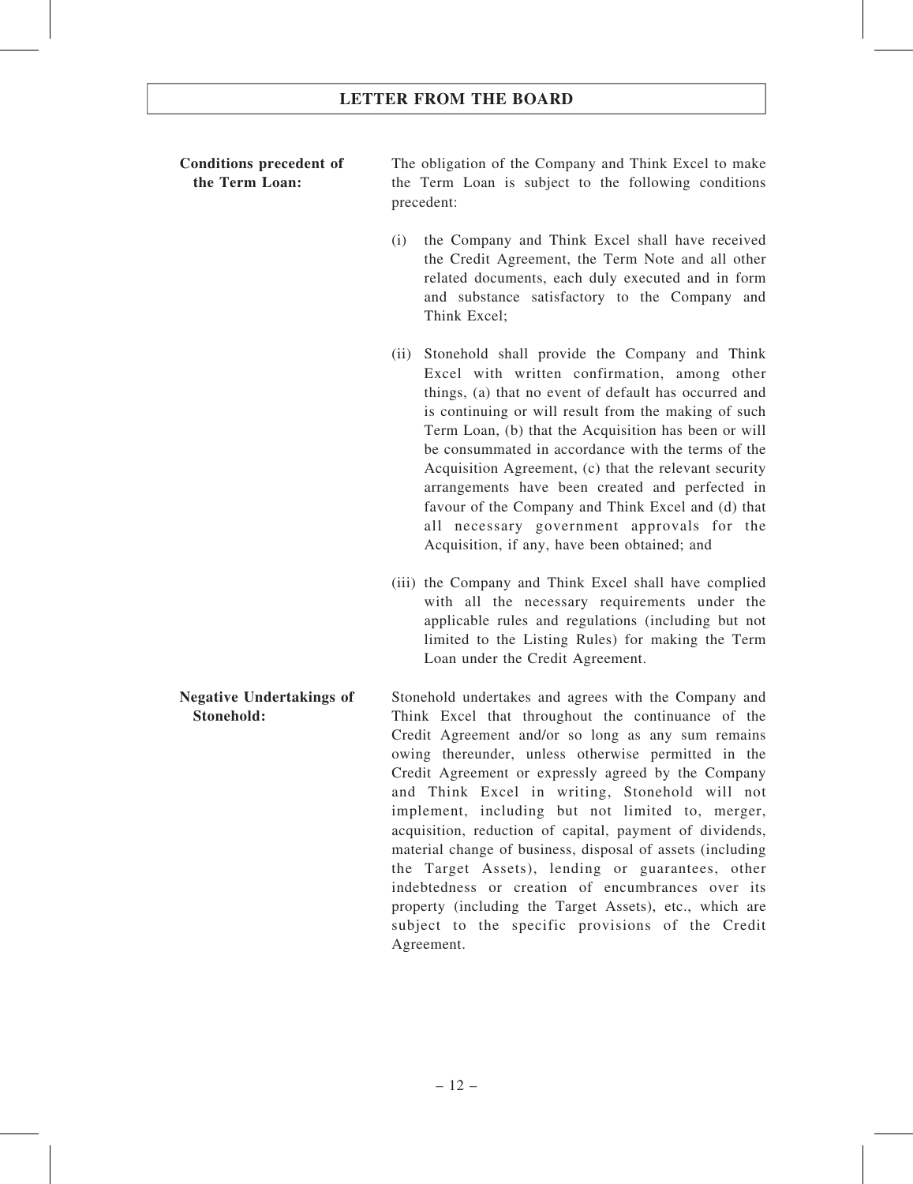**Conditions precedent of the Term Loan:**

The obligation of the Company and Think Excel to make the Term Loan is subject to the following conditions precedent:

(i) the Company and Think Excel shall have received the Credit Agreement, the Term Note and all other related documents, each duly executed and in form and substance satisfactory to the Company and Think Excel;

(ii) Stonehold shall provide the Company and Think Excel with written confirmation, among other things, (a) that no event of default has occurred and is continuing or will result from the making of such Term Loan, (b) that the Acquisition has been or will be consummated in accordance with the terms of the Acquisition Agreement, (c) that the relevant security arrangements have been created and perfected in favour of the Company and Think Excel and (d) that all necessary government approvals for the Acquisition, if any, have been obtained; and

(iii) the Company and Think Excel shall have complied with all the necessary requirements under the applicable rules and regulations (including but not limited to the Listing Rules) for making the Term Loan under the Credit Agreement.

**Negative Undertakings of Stonehold:**

Stonehold undertakes and agrees with the Company and Think Excel that throughout the continuance of the Credit Agreement and/or so long as any sum remains owing thereunder, unless otherwise permitted in the Credit Agreement or expressly agreed by the Company and Think Excel in writing, Stonehold will not implement, including but not limited to, merger, acquisition, reduction of capital, payment of dividends, material change of business, disposal of assets (including the Target Assets), lending or guarantees, other indebtedness or creation of encumbrances over its property (including the Target Assets), etc., which are subject to the specific provisions of the Credit Agreement.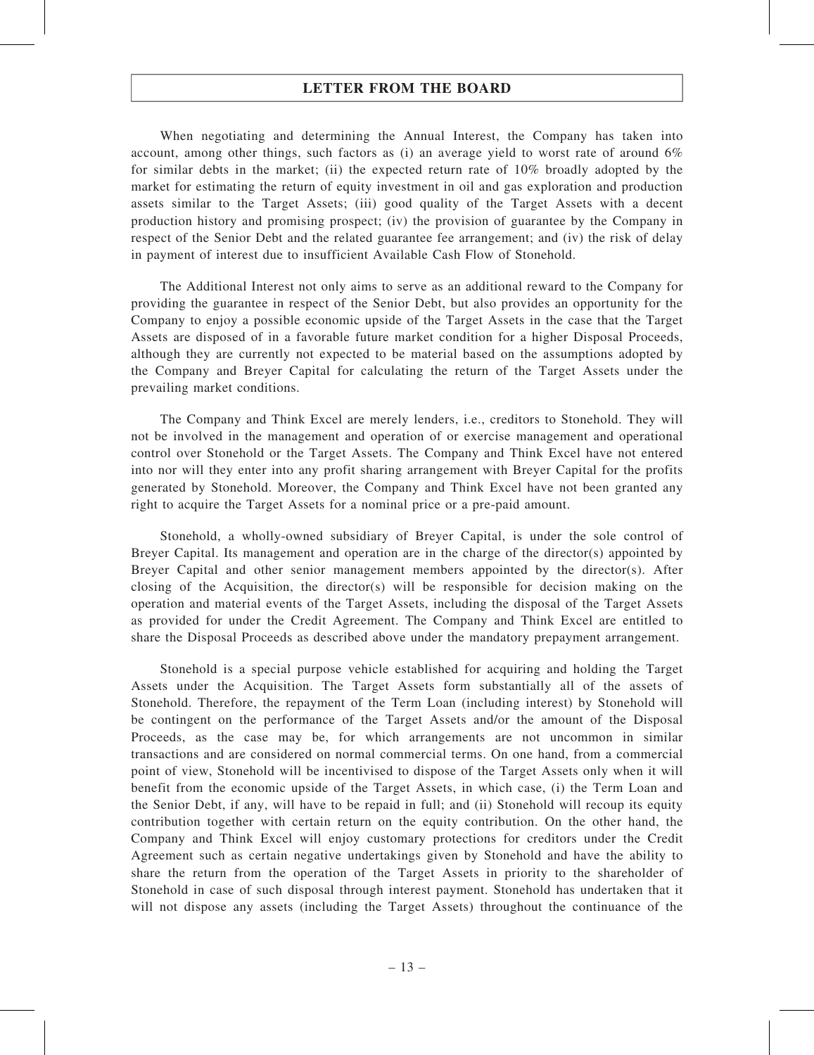When negotiating and determining the Annual Interest, the Company has taken into account, among other things, such factors as (i) an average yield to worst rate of around 6% for similar debts in the market; (ii) the expected return rate of 10% broadly adopted by the market for estimating the return of equity investment in oil and gas exploration and production assets similar to the Target Assets; (iii) good quality of the Target Assets with a decent production history and promising prospect; (iv) the provision of guarantee by the Company in respect of the Senior Debt and the related guarantee fee arrangement; and (iv) the risk of delay in payment of interest due to insufficient Available Cash Flow of Stonehold.

The Additional Interest not only aims to serve as an additional reward to the Company for providing the guarantee in respect of the Senior Debt, but also provides an opportunity for the Company to enjoy a possible economic upside of the Target Assets in the case that the Target Assets are disposed of in a favorable future market condition for a higher Disposal Proceeds, although they are currently not expected to be material based on the assumptions adopted by the Company and Breyer Capital for calculating the return of the Target Assets under the prevailing market conditions.

The Company and Think Excel are merely lenders, i.e., creditors to Stonehold. They will not be involved in the management and operation of or exercise management and operational control over Stonehold or the Target Assets. The Company and Think Excel have not entered into nor will they enter into any profit sharing arrangement with Breyer Capital for the profits generated by Stonehold. Moreover, the Company and Think Excel have not been granted any right to acquire the Target Assets for a nominal price or a pre-paid amount.

Stonehold, a wholly-owned subsidiary of Breyer Capital, is under the sole control of Breyer Capital. Its management and operation are in the charge of the director(s) appointed by Breyer Capital and other senior management members appointed by the director(s). After closing of the Acquisition, the director(s) will be responsible for decision making on the operation and material events of the Target Assets, including the disposal of the Target Assets as provided for under the Credit Agreement. The Company and Think Excel are entitled to share the Disposal Proceeds as described above under the mandatory prepayment arrangement.

Stonehold is a special purpose vehicle established for acquiring and holding the Target Assets under the Acquisition. The Target Assets form substantially all of the assets of Stonehold. Therefore, the repayment of the Term Loan (including interest) by Stonehold will be contingent on the performance of the Target Assets and/or the amount of the Disposal Proceeds, as the case may be, for which arrangements are not uncommon in similar transactions and are considered on normal commercial terms. On one hand, from a commercial point of view, Stonehold will be incentivised to dispose of the Target Assets only when it will benefit from the economic upside of the Target Assets, in which case, (i) the Term Loan and the Senior Debt, if any, will have to be repaid in full; and (ii) Stonehold will recoup its equity contribution together with certain return on the equity contribution. On the other hand, the Company and Think Excel will enjoy customary protections for creditors under the Credit Agreement such as certain negative undertakings given by Stonehold and have the ability to share the return from the operation of the Target Assets in priority to the shareholder of Stonehold in case of such disposal through interest payment. Stonehold has undertaken that it will not dispose any assets (including the Target Assets) throughout the continuance of the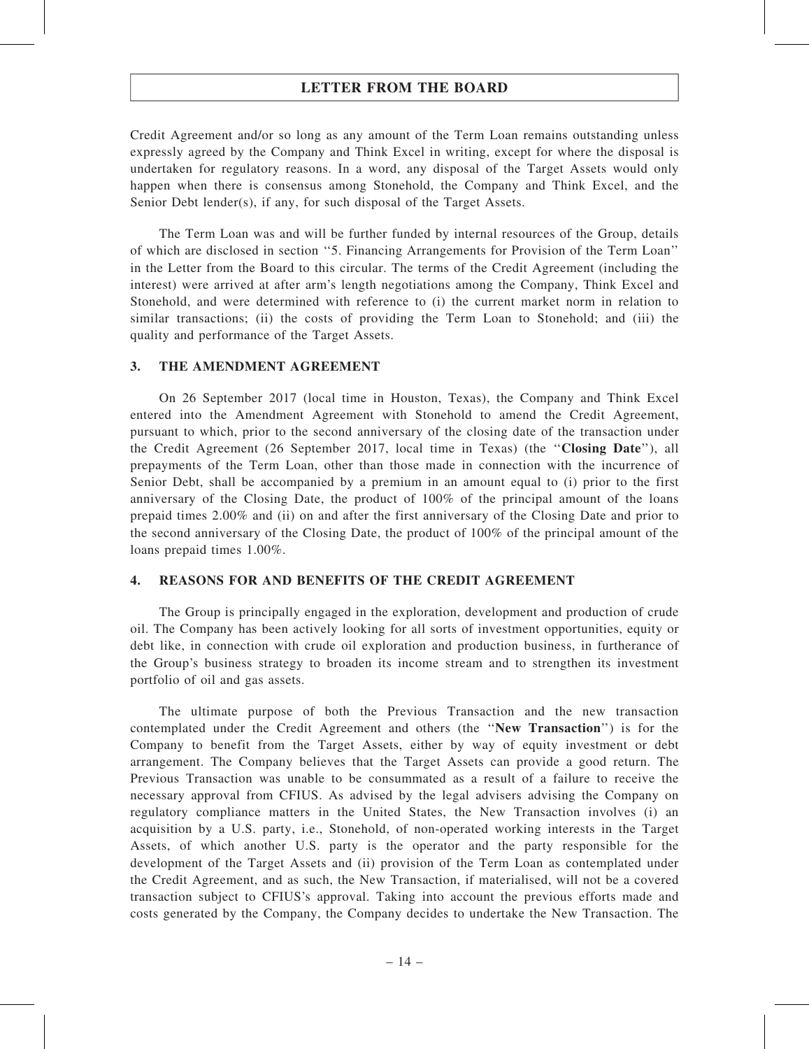Credit Agreement and/or so long as any amount of the Term Loan remains outstanding unless expressly agreed by the Company and Think Excel in writing, except for where the disposal is undertaken for regulatory reasons. In a word, any disposal of the Target Assets would only happen when there is consensus among Stonehold, the Company and Think Excel, and the Senior Debt lender(s), if any, for such disposal of the Target Assets.

The Term Loan was and will be further funded by internal resources of the Group, details of which are disclosed in section ''5. Financing Arrangements for Provision of the Term Loan'' in the Letter from the Board to this circular. The terms of the Credit Agreement (including the interest) were arrived at after arm's length negotiations among the Company, Think Excel and Stonehold, and were determined with reference to (i) the current market norm in relation to similar transactions; (ii) the costs of providing the Term Loan to Stonehold; and (iii) the quality and performance of the Target Assets.

## 3. THE AMENDMENT AGREEMENT

On 26 September 2017 (local time in Houston, Texas), the Company and Think Excel entered into the Amendment Agreement with Stonehold to amend the Credit Agreement, pursuant to which, prior to the second anniversary of the closing date of the transaction under the Credit Agreement (26 September 2017, local time in Texas) (the ''**Closing Date**''), all prepayments of the Term Loan, other than those made in connection with the incurrence of Senior Debt, shall be accompanied by a premium in an amount equal to (i) prior to the first anniversary of the Closing Date, the product of 100% of the principal amount of the loans prepaid times 2.00% and (ii) on and after the first anniversary of the Closing Date and prior to the second anniversary of the Closing Date, the product of 100% of the principal amount of the loans prepaid times 1.00%.

## 4. REASONS FOR AND BENEFITS OF THE CREDIT AGREEMENT

The Group is principally engaged in the exploration, development and production of crude oil. The Company has been actively looking for all sorts of investment opportunities, equity or debt like, in connection with crude oil exploration and production business, in furtherance of the Group's business strategy to broaden its income stream and to strengthen its investment portfolio of oil and gas assets.

The ultimate purpose of both the Previous Transaction and the new transaction contemplated under the Credit Agreement and others (the ''**New Transaction**'') is for the Company to benefit from the Target Assets, either by way of equity investment or debt arrangement. The Company believes that the Target Assets can provide a good return. The Previous Transaction was unable to be consummated as a result of a failure to receive the necessary approval from CFIUS. As advised by the legal advisers advising the Company on regulatory compliance matters in the United States, the New Transaction involves (i) an acquisition by a U.S. party, i.e., Stonehold, of non-operated working interests in the Target Assets, of which another U.S. party is the operator and the party responsible for the development of the Target Assets and (ii) provision of the Term Loan as contemplated under the Credit Agreement, and as such, the New Transaction, if materialised, will not be a covered transaction subject to CFIUS's approval. Taking into account the previous efforts made and costs generated by the Company, the Company decides to undertake the New Transaction. The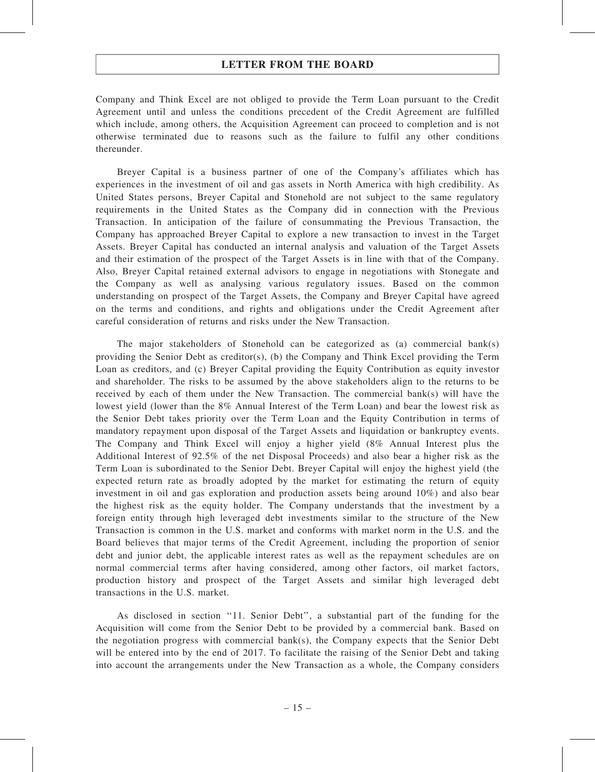Company and Think Excel are not obliged to provide the Term Loan pursuant to the Credit Agreement until and unless the conditions precedent of the Credit Agreement are fulfilled which include, among others, the Acquisition Agreement can proceed to completion and is not otherwise terminated due to reasons such as the failure to fulfil any other conditions thereunder.

Breyer Capital is a business partner of one of the Company's affiliates which has experiences in the investment of oil and gas assets in North America with high credibility. As United States persons, Breyer Capital and Stonehold are not subject to the same regulatory requirements in the United States as the Company did in connection with the Previous Transaction. In anticipation of the failure of consummating the Previous Transaction, the Company has approached Breyer Capital to explore a new transaction to invest in the Target Assets. Breyer Capital has conducted an internal analysis and valuation of the Target Assets and their estimation of the prospect of the Target Assets is in line with that of the Company. Also, Breyer Capital retained external advisors to engage in negotiations with Stonegate and the Company as well as analysing various regulatory issues. Based on the common understanding on prospect of the Target Assets, the Company and Breyer Capital have agreed on the terms and conditions, and rights and obligations under the Credit Agreement after careful consideration of returns and risks under the New Transaction.

The major stakeholders of Stonehold can be categorized as (a) commercial bank(s) providing the Senior Debt as creditor(s), (b) the Company and Think Excel providing the Term Loan as creditors, and (c) Breyer Capital providing the Equity Contribution as equity investor and shareholder. The risks to be assumed by the above stakeholders align to the returns to be received by each of them under the New Transaction. The commercial bank(s) will have the lowest yield (lower than the 8% Annual Interest of the Term Loan) and bear the lowest risk as the Senior Debt takes priority over the Term Loan and the Equity Contribution in terms of mandatory repayment upon disposal of the Target Assets and liquidation or bankruptcy events. The Company and Think Excel will enjoy a higher yield (8% Annual Interest plus the Additional Interest of 92.5% of the net Disposal Proceeds) and also bear a higher risk as the Term Loan is subordinated to the Senior Debt. Breyer Capital will enjoy the highest yield (the expected return rate as broadly adopted by the market for estimating the return of equity investment in oil and gas exploration and production assets being around 10%) and also bear the highest risk as the equity holder. The Company understands that the investment by a foreign entity through high leveraged debt investments similar to the structure of the New Transaction is common in the U.S. market and conforms with market norm in the U.S. and the Board believes that major terms of the Credit Agreement, including the proportion of senior debt and junior debt, the applicable interest rates as well as the repayment schedules are on normal commercial terms after having considered, among other factors, oil market factors, production history and prospect of the Target Assets and similar high leveraged debt transactions in the U.S. market.

As disclosed in section "11. Senior Debt", a substantial part of the funding for the Acquisition will come from the Senior Debt to be provided by a commercial bank. Based on the negotiation progress with commercial bank(s), the Company expects that the Senior Debt will be entered into by the end of 2017. To facilitate the raising of the Senior Debt and taking into account the arrangements under the New Transaction as a whole, the Company considers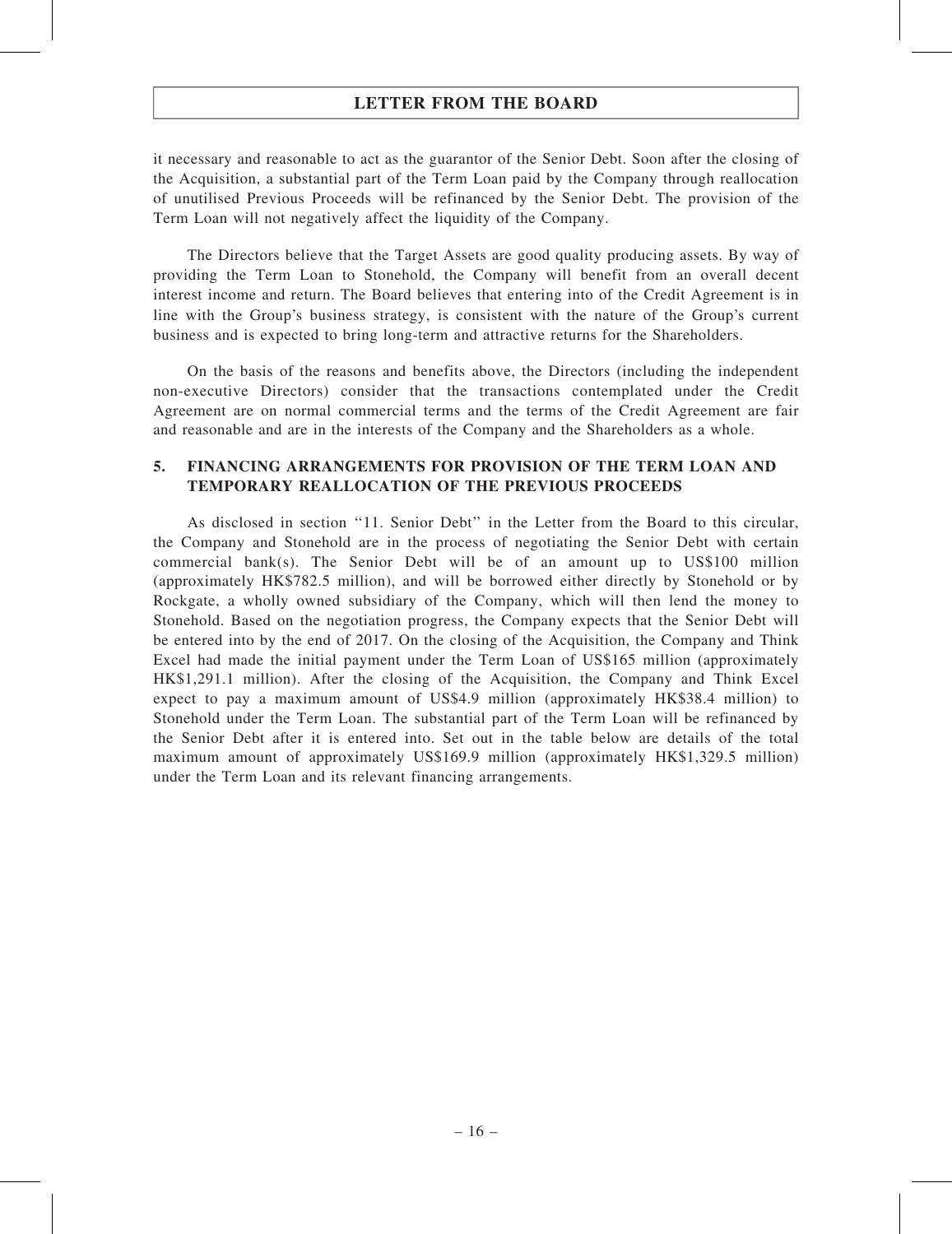it necessary and reasonable to act as the guarantor of the Senior Debt. Soon after the closing of the Acquisition, a substantial part of the Term Loan paid by the Company through reallocation of unutilised Previous Proceeds will be refinanced by the Senior Debt. The provision of the Term Loan will not negatively affect the liquidity of the Company.

The Directors believe that the Target Assets are good quality producing assets. By way of providing the Term Loan to Stonehold, the Company will benefit from an overall decent interest income and return. The Board believes that entering into of the Credit Agreement is in line with the Group's business strategy, is consistent with the nature of the Group's current business and is expected to bring long-term and attractive returns for the Shareholders.

On the basis of the reasons and benefits above, the Directors (including the independent non-executive Directors) consider that the transactions contemplated under the Credit Agreement are on normal commercial terms and the terms of the Credit Agreement are fair and reasonable and are in the interests of the Company and the Shareholders as a whole.

## 5. FINANCING ARRANGEMENTS FOR PROVISION OF THE TERM LOAN AND TEMPORARY REALLOCATION OF THE PREVIOUS PROCEEDS

As disclosed in section "11. Senior Debt" in the Letter from the Board to this circular, the Company and Stonehold are in the process of negotiating the Senior Debt with certain commercial bank(s). The Senior Debt will be of an amount up to US$100 million (approximately HK$782.5 million), and will be borrowed either directly by Stonehold or by Rockgate, a wholly owned subsidiary of the Company, which will then lend the money to Stonehold. Based on the negotiation progress, the Company expects that the Senior Debt will be entered into by the end of 2017. On the closing of the Acquisition, the Company and Think Excel had made the initial payment under the Term Loan of US$165 million (approximately HK$1,291.1 million). After the closing of the Acquisition, the Company and Think Excel expect to pay a maximum amount of US$4.9 million (approximately HK$38.4 million) to Stonehold under the Term Loan. The substantial part of the Term Loan will be refinanced by the Senior Debt after it is entered into. Set out in the table below are details of the total maximum amount of approximately US$169.9 million (approximately HK$1,329.5 million) under the Term Loan and its relevant financing arrangements.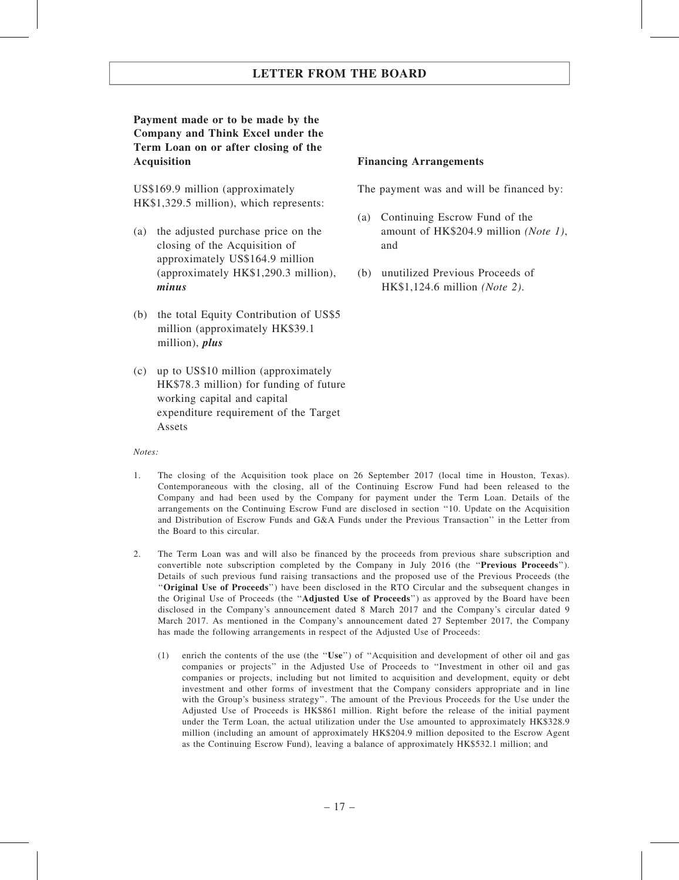| Payment made or to be made by the Company and Think Excel under the Term Loan on or after closing of the Acquisition | Financing Arrangements |
| --- | --- |
| US$169.9 million (approximately HK$1,329.5 million), which represents:<br><br>(a) the adjusted purchase price on the closing of the Acquisition of approximately US$164.9 million (approximately HK$1,290.3 million), ***minus***<br><br>(b) the total Equity Contribution of US$5 million (approximately HK$39.1 million), ***plus***<br><br>(c) up to US$10 million (approximately HK$78.3 million) for funding of future working capital and capital expenditure requirement of the Target Assets | The payment was and will be financed by:<br><br>(a) Continuing Escrow Fund of the amount of HK$204.9 million *(Note 1)*, and<br><br>(b) unutilized Previous Proceeds of HK$1,124.6 million *(Note 2)*. |

*Notes:*

1. The closing of the Acquisition took place on 26 September 2017 (local time in Houston, Texas). Contemporaneous with the closing, all of the Continuing Escrow Fund had been released to the Company and had been used by the Company for payment under the Term Loan. Details of the arrangements on the Continuing Escrow Fund are disclosed in section "10. Update on the Acquisition and Distribution of Escrow Funds and G&A Funds under the Previous Transaction" in the Letter from the Board to this circular.

2. The Term Loan was and will also be financed by the proceeds from previous share subscription and convertible note subscription completed by the Company in July 2016 (the "**Previous Proceeds**"). Details of such previous fund raising transactions and the proposed use of the Previous Proceeds (the "**Original Use of Proceeds**") have been disclosed in the RTO Circular and the subsequent changes in the Original Use of Proceeds (the "**Adjusted Use of Proceeds**") as approved by the Board have been disclosed in the Company's announcement dated 8 March 2017 and the Company's circular dated 9 March 2017. As mentioned in the Company's announcement dated 27 September 2017, the Company has made the following arrangements in respect of the Adjusted Use of Proceeds:

   (1) enrich the contents of the use (the "**Use**") of "Acquisition and development of other oil and gas companies or projects" in the Adjusted Use of Proceeds to "Investment in other oil and gas companies or projects, including but not limited to acquisition and development, equity or debt investment and other forms of investment that the Company considers appropriate and in line with the Group's business strategy". The amount of the Previous Proceeds for the Use under the Adjusted Use of Proceeds is HK$861 million. Right before the release of the initial payment under the Term Loan, the actual utilization under the Use amounted to approximately HK$328.9 million (including an amount of approximately HK$204.9 million deposited to the Escrow Agent as the Continuing Escrow Fund), leaving a balance of approximately HK$532.1 million; and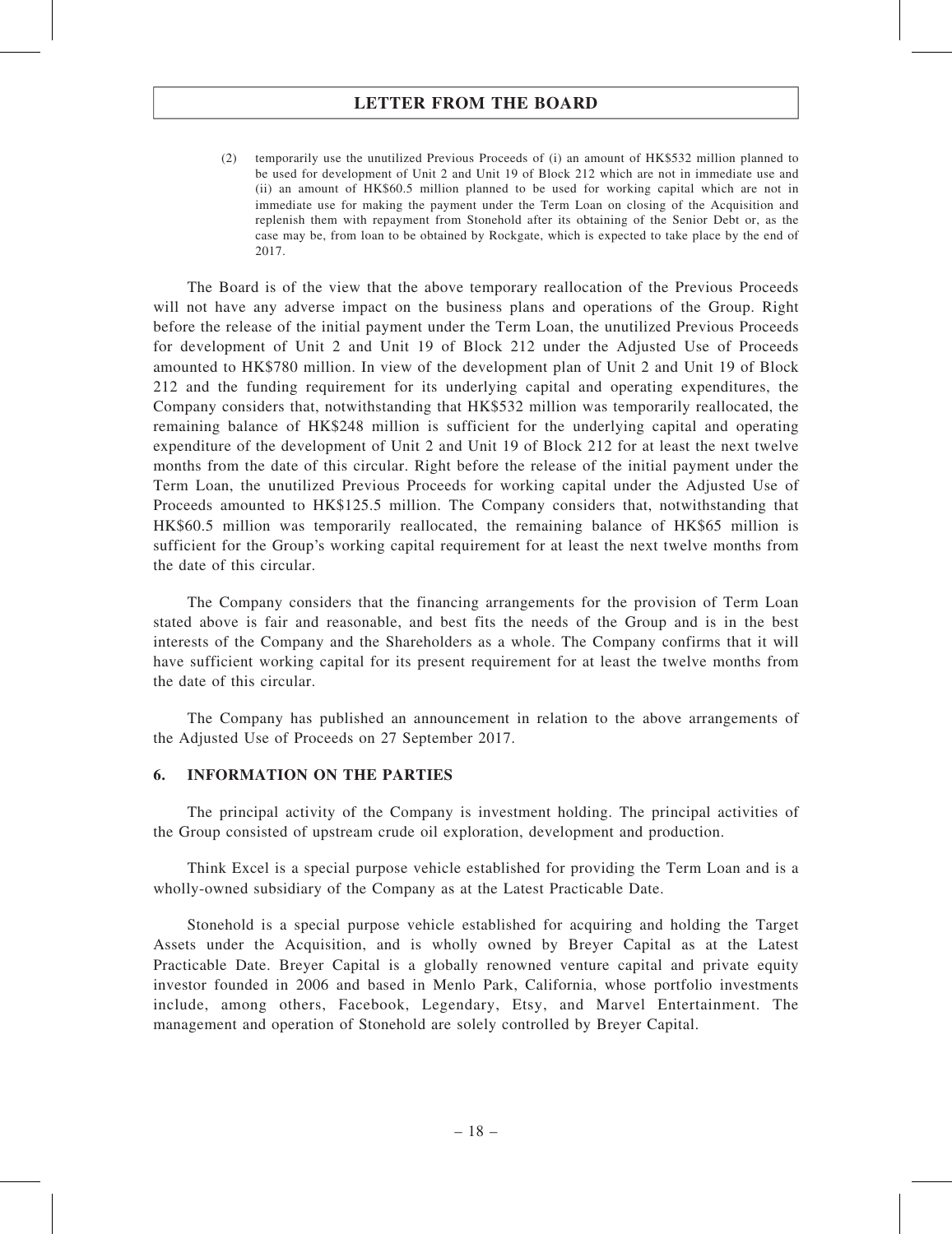(2) temporarily use the unutilized Previous Proceeds of (i) an amount of HK$532 million planned to be used for development of Unit 2 and Unit 19 of Block 212 which are not in immediate use and (ii) an amount of HK$60.5 million planned to be used for working capital which are not in immediate use for making the payment under the Term Loan on closing of the Acquisition and replenish them with repayment from Stonehold after its obtaining of the Senior Debt or, as the case may be, from loan to be obtained by Rockgate, which is expected to take place by the end of 2017.

The Board is of the view that the above temporary reallocation of the Previous Proceeds will not have any adverse impact on the business plans and operations of the Group. Right before the release of the initial payment under the Term Loan, the unutilized Previous Proceeds for development of Unit 2 and Unit 19 of Block 212 under the Adjusted Use of Proceeds amounted to HK$780 million. In view of the development plan of Unit 2 and Unit 19 of Block 212 and the funding requirement for its underlying capital and operating expenditures, the Company considers that, notwithstanding that HK$532 million was temporarily reallocated, the remaining balance of HK$248 million is sufficient for the underlying capital and operating expenditure of the development of Unit 2 and Unit 19 of Block 212 for at least the next twelve months from the date of this circular. Right before the release of the initial payment under the Term Loan, the unutilized Previous Proceeds for working capital under the Adjusted Use of Proceeds amounted to HK$125.5 million. The Company considers that, notwithstanding that HK$60.5 million was temporarily reallocated, the remaining balance of HK$65 million is sufficient for the Group's working capital requirement for at least the next twelve months from the date of this circular.

The Company considers that the financing arrangements for the provision of Term Loan stated above is fair and reasonable, and best fits the needs of the Group and is in the best interests of the Company and the Shareholders as a whole. The Company confirms that it will have sufficient working capital for its present requirement for at least the twelve months from the date of this circular.

The Company has published an announcement in relation to the above arrangements of the Adjusted Use of Proceeds on 27 September 2017.

## 6. INFORMATION ON THE PARTIES

The principal activity of the Company is investment holding. The principal activities of the Group consisted of upstream crude oil exploration, development and production.

Think Excel is a special purpose vehicle established for providing the Term Loan and is a wholly-owned subsidiary of the Company as at the Latest Practicable Date.

Stonehold is a special purpose vehicle established for acquiring and holding the Target Assets under the Acquisition, and is wholly owned by Breyer Capital as at the Latest Practicable Date. Breyer Capital is a globally renowned venture capital and private equity investor founded in 2006 and based in Menlo Park, California, whose portfolio investments include, among others, Facebook, Legendary, Etsy, and Marvel Entertainment. The management and operation of Stonehold are solely controlled by Breyer Capital.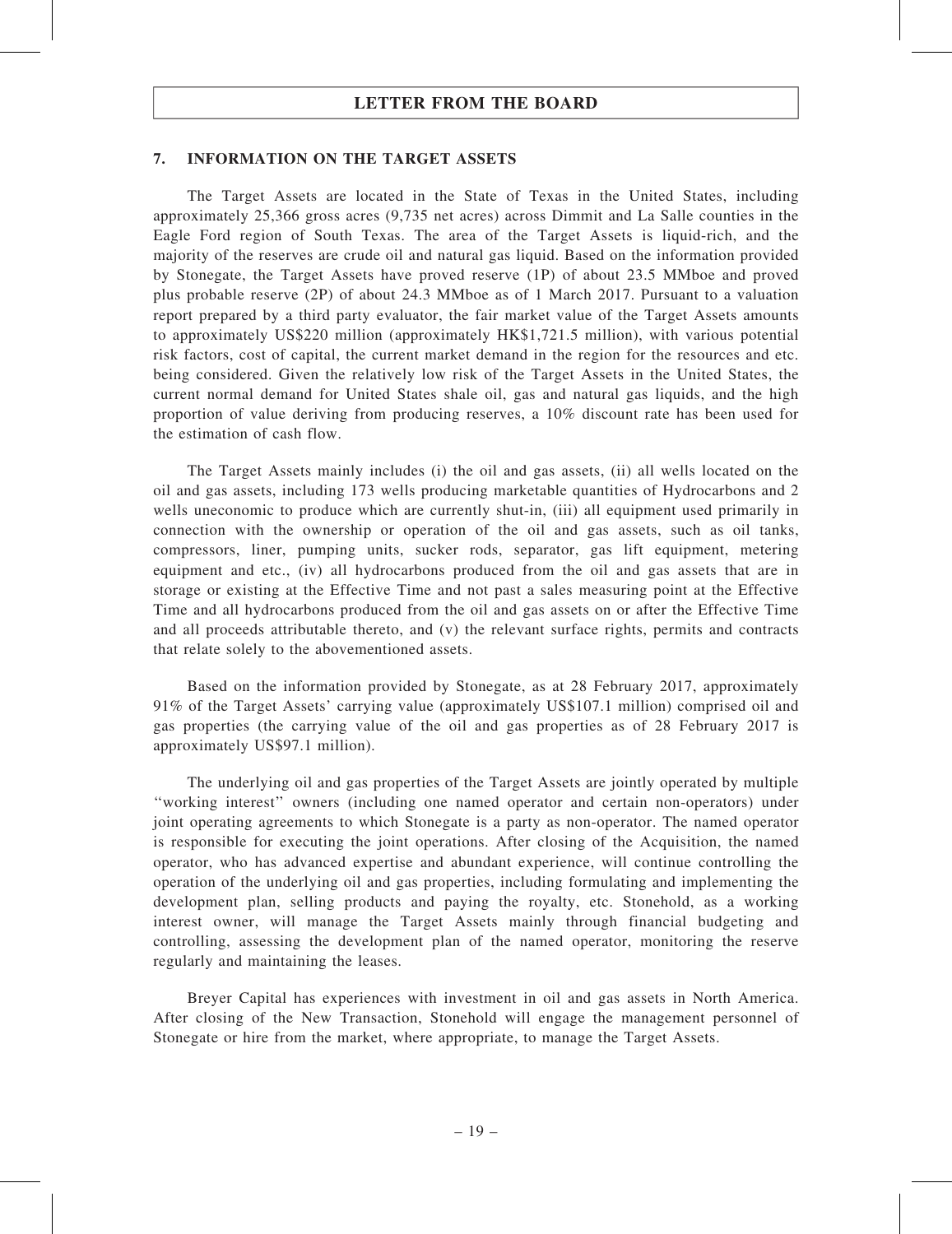## 7. INFORMATION ON THE TARGET ASSETS

The Target Assets are located in the State of Texas in the United States, including approximately 25,366 gross acres (9,735 net acres) across Dimmit and La Salle counties in the Eagle Ford region of South Texas. The area of the Target Assets is liquid-rich, and the majority of the reserves are crude oil and natural gas liquid. Based on the information provided by Stonegate, the Target Assets have proved reserve (1P) of about 23.5 MMboe and proved plus probable reserve (2P) of about 24.3 MMboe as of 1 March 2017. Pursuant to a valuation report prepared by a third party evaluator, the fair market value of the Target Assets amounts to approximately US$220 million (approximately HK$1,721.5 million), with various potential risk factors, cost of capital, the current market demand in the region for the resources and etc. being considered. Given the relatively low risk of the Target Assets in the United States, the current normal demand for United States shale oil, gas and natural gas liquids, and the high proportion of value deriving from producing reserves, a 10% discount rate has been used for the estimation of cash flow.

The Target Assets mainly includes (i) the oil and gas assets, (ii) all wells located on the oil and gas assets, including 173 wells producing marketable quantities of Hydrocarbons and 2 wells uneconomic to produce which are currently shut-in, (iii) all equipment used primarily in connection with the ownership or operation of the oil and gas assets, such as oil tanks, compressors, liner, pumping units, sucker rods, separator, gas lift equipment, metering equipment and etc., (iv) all hydrocarbons produced from the oil and gas assets that are in storage or existing at the Effective Time and not past a sales measuring point at the Effective Time and all hydrocarbons produced from the oil and gas assets on or after the Effective Time and all proceeds attributable thereto, and (v) the relevant surface rights, permits and contracts that relate solely to the abovementioned assets.

Based on the information provided by Stonegate, as at 28 February 2017, approximately 91% of the Target Assets' carrying value (approximately US$107.1 million) comprised oil and gas properties (the carrying value of the oil and gas properties as of 28 February 2017 is approximately US$97.1 million).

The underlying oil and gas properties of the Target Assets are jointly operated by multiple "working interest" owners (including one named operator and certain non-operators) under joint operating agreements to which Stonegate is a party as non-operator. The named operator is responsible for executing the joint operations. After closing of the Acquisition, the named operator, who has advanced expertise and abundant experience, will continue controlling the operation of the underlying oil and gas properties, including formulating and implementing the development plan, selling products and paying the royalty, etc. Stonehold, as a working interest owner, will manage the Target Assets mainly through financial budgeting and controlling, assessing the development plan of the named operator, monitoring the reserve regularly and maintaining the leases.

Breyer Capital has experiences with investment in oil and gas assets in North America. After closing of the New Transaction, Stonehold will engage the management personnel of Stonegate or hire from the market, where appropriate, to manage the Target Assets.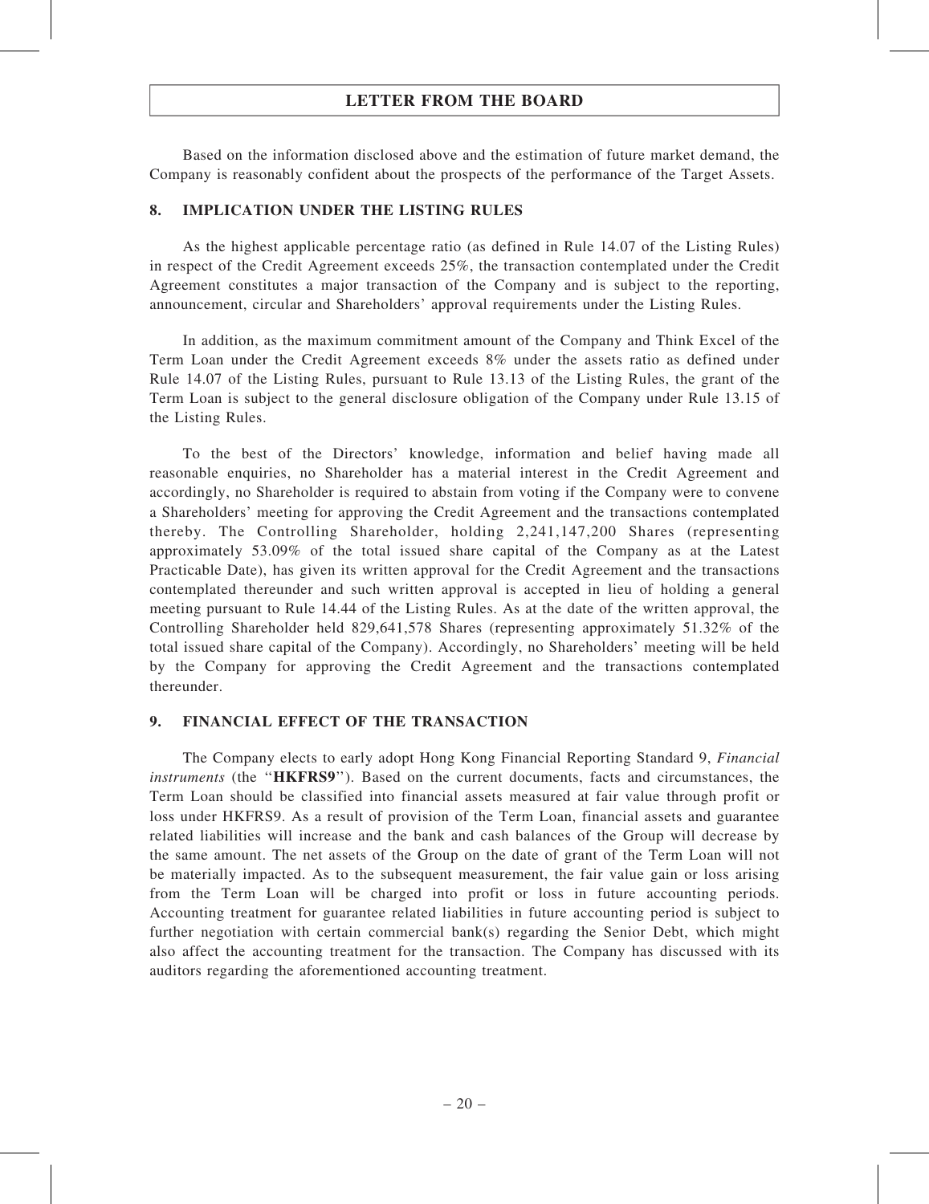Based on the information disclosed above and the estimation of future market demand, the Company is reasonably confident about the prospects of the performance of the Target Assets.

## 8. IMPLICATION UNDER THE LISTING RULES

As the highest applicable percentage ratio (as defined in Rule 14.07 of the Listing Rules) in respect of the Credit Agreement exceeds 25%, the transaction contemplated under the Credit Agreement constitutes a major transaction of the Company and is subject to the reporting, announcement, circular and Shareholders' approval requirements under the Listing Rules.

In addition, as the maximum commitment amount of the Company and Think Excel of the Term Loan under the Credit Agreement exceeds 8% under the assets ratio as defined under Rule 14.07 of the Listing Rules, pursuant to Rule 13.13 of the Listing Rules, the grant of the Term Loan is subject to the general disclosure obligation of the Company under Rule 13.15 of the Listing Rules.

To the best of the Directors' knowledge, information and belief having made all reasonable enquiries, no Shareholder has a material interest in the Credit Agreement and accordingly, no Shareholder is required to abstain from voting if the Company were to convene a Shareholders' meeting for approving the Credit Agreement and the transactions contemplated thereby. The Controlling Shareholder, holding 2,241,147,200 Shares (representing approximately 53.09% of the total issued share capital of the Company as at the Latest Practicable Date), has given its written approval for the Credit Agreement and the transactions contemplated thereunder and such written approval is accepted in lieu of holding a general meeting pursuant to Rule 14.44 of the Listing Rules. As at the date of the written approval, the Controlling Shareholder held 829,641,578 Shares (representing approximately 51.32% of the total issued share capital of the Company). Accordingly, no Shareholders' meeting will be held by the Company for approving the Credit Agreement and the transactions contemplated thereunder.

## 9. FINANCIAL EFFECT OF THE TRANSACTION

The Company elects to early adopt Hong Kong Financial Reporting Standard 9, *Financial instruments* (the "**HKFRS9**"). Based on the current documents, facts and circumstances, the Term Loan should be classified into financial assets measured at fair value through profit or loss under HKFRS9. As a result of provision of the Term Loan, financial assets and guarantee related liabilities will increase and the bank and cash balances of the Group will decrease by the same amount. The net assets of the Group on the date of grant of the Term Loan will not be materially impacted. As to the subsequent measurement, the fair value gain or loss arising from the Term Loan will be charged into profit or loss in future accounting periods. Accounting treatment for guarantee related liabilities in future accounting period is subject to further negotiation with certain commercial bank(s) regarding the Senior Debt, which might also affect the accounting treatment for the transaction. The Company has discussed with its auditors regarding the aforementioned accounting treatment.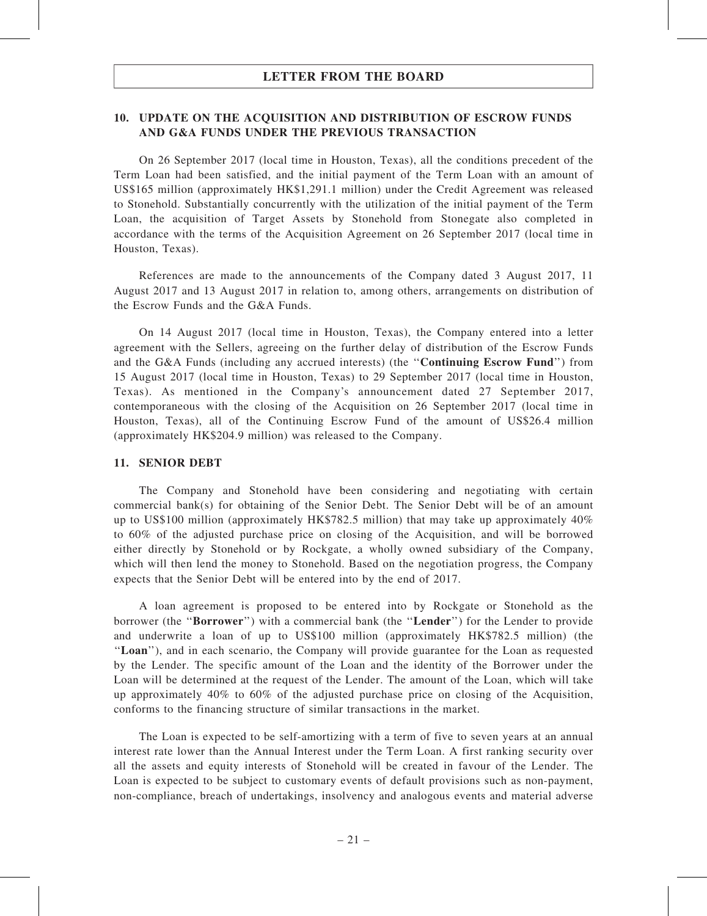## 10. UPDATE ON THE ACQUISITION AND DISTRIBUTION OF ESCROW FUNDS AND G&A FUNDS UNDER THE PREVIOUS TRANSACTION

On 26 September 2017 (local time in Houston, Texas), all the conditions precedent of the Term Loan had been satisfied, and the initial payment of the Term Loan with an amount of US$165 million (approximately HK$1,291.1 million) under the Credit Agreement was released to Stonehold. Substantially concurrently with the utilization of the initial payment of the Term Loan, the acquisition of Target Assets by Stonehold from Stonegate also completed in accordance with the terms of the Acquisition Agreement on 26 September 2017 (local time in Houston, Texas).

References are made to the announcements of the Company dated 3 August 2017, 11 August 2017 and 13 August 2017 in relation to, among others, arrangements on distribution of the Escrow Funds and the G&A Funds.

On 14 August 2017 (local time in Houston, Texas), the Company entered into a letter agreement with the Sellers, agreeing on the further delay of distribution of the Escrow Funds and the G&A Funds (including any accrued interests) (the "**Continuing Escrow Fund**") from 15 August 2017 (local time in Houston, Texas) to 29 September 2017 (local time in Houston, Texas). As mentioned in the Company's announcement dated 27 September 2017, contemporaneous with the closing of the Acquisition on 26 September 2017 (local time in Houston, Texas), all of the Continuing Escrow Fund of the amount of US$26.4 million (approximately HK$204.9 million) was released to the Company.

## 11. SENIOR DEBT

The Company and Stonehold have been considering and negotiating with certain commercial bank(s) for obtaining of the Senior Debt. The Senior Debt will be of an amount up to US$100 million (approximately HK$782.5 million) that may take up approximately 40% to 60% of the adjusted purchase price on closing of the Acquisition, and will be borrowed either directly by Stonehold or by Rockgate, a wholly owned subsidiary of the Company, which will then lend the money to Stonehold. Based on the negotiation progress, the Company expects that the Senior Debt will be entered into by the end of 2017.

A loan agreement is proposed to be entered into by Rockgate or Stonehold as the borrower (the "**Borrower**") with a commercial bank (the "**Lender**") for the Lender to provide and underwrite a loan of up to US$100 million (approximately HK$782.5 million) (the "**Loan**"), and in each scenario, the Company will provide guarantee for the Loan as requested by the Lender. The specific amount of the Loan and the identity of the Borrower under the Loan will be determined at the request of the Lender. The amount of the Loan, which will take up approximately 40% to 60% of the adjusted purchase price on closing of the Acquisition, conforms to the financing structure of similar transactions in the market.

The Loan is expected to be self-amortizing with a term of five to seven years at an annual interest rate lower than the Annual Interest under the Term Loan. A first ranking security over all the assets and equity interests of Stonehold will be created in favour of the Lender. The Loan is expected to be subject to customary events of default provisions such as non-payment, non-compliance, breach of undertakings, insolvency and analogous events and material adverse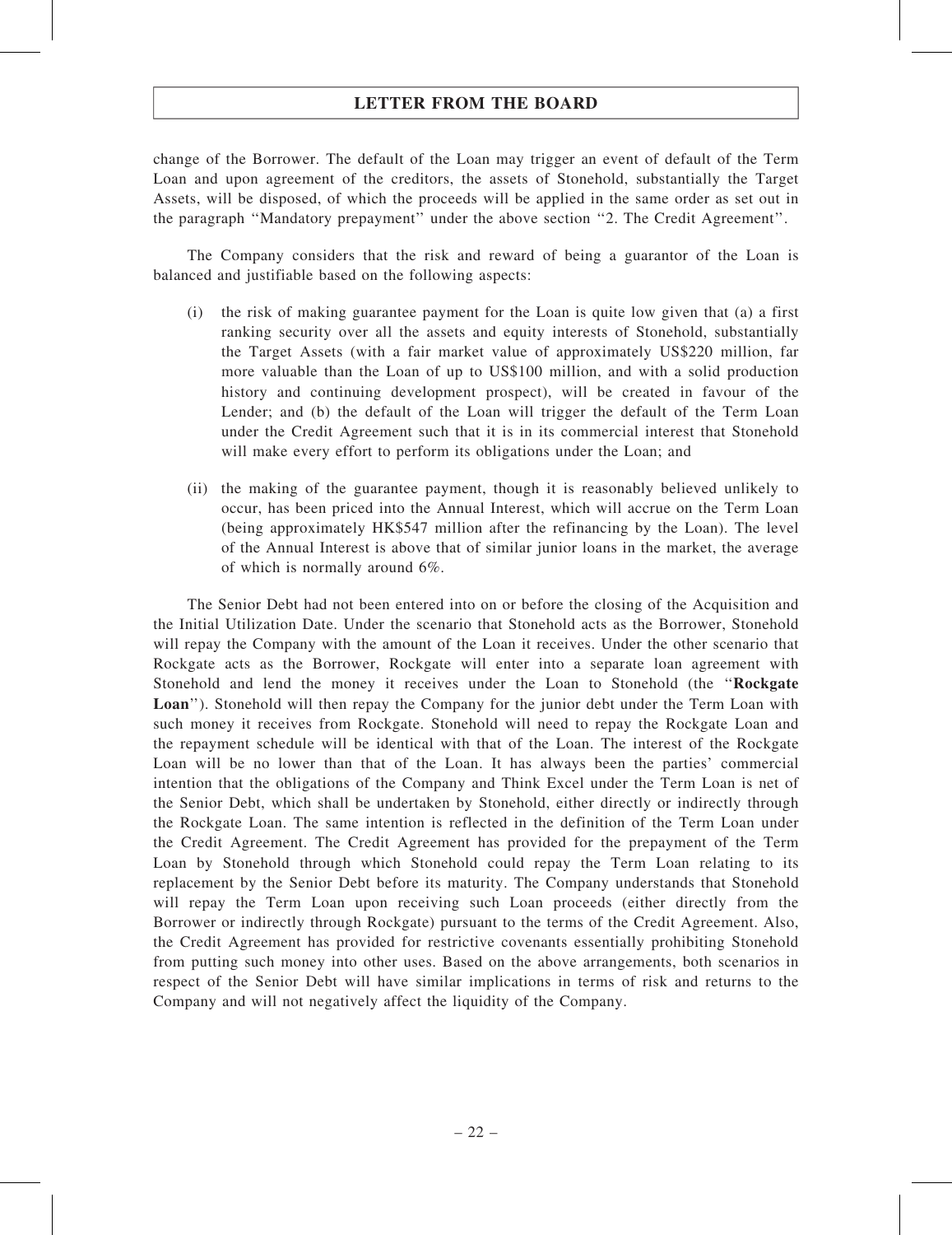change of the Borrower. The default of the Loan may trigger an event of default of the Term Loan and upon agreement of the creditors, the assets of Stonehold, substantially the Target Assets, will be disposed, of which the proceeds will be applied in the same order as set out in the paragraph "Mandatory prepayment" under the above section "2. The Credit Agreement".

The Company considers that the risk and reward of being a guarantor of the Loan is balanced and justifiable based on the following aspects:

(i) the risk of making guarantee payment for the Loan is quite low given that (a) a first ranking security over all the assets and equity interests of Stonehold, substantially the Target Assets (with a fair market value of approximately US$220 million, far more valuable than the Loan of up to US$100 million, and with a solid production history and continuing development prospect), will be created in favour of the Lender; and (b) the default of the Loan will trigger the default of the Term Loan under the Credit Agreement such that it is in its commercial interest that Stonehold will make every effort to perform its obligations under the Loan; and

(ii) the making of the guarantee payment, though it is reasonably believed unlikely to occur, has been priced into the Annual Interest, which will accrue on the Term Loan (being approximately HK$547 million after the refinancing by the Loan). The level of the Annual Interest is above that of similar junior loans in the market, the average of which is normally around 6%.

The Senior Debt had not been entered into on or before the closing of the Acquisition and the Initial Utilization Date. Under the scenario that Stonehold acts as the Borrower, Stonehold will repay the Company with the amount of the Loan it receives. Under the other scenario that Rockgate acts as the Borrower, Rockgate will enter into a separate loan agreement with Stonehold and lend the money it receives under the Loan to Stonehold (the "**Rockgate Loan**"). Stonehold will then repay the Company for the junior debt under the Term Loan with such money it receives from Rockgate. Stonehold will need to repay the Rockgate Loan and the repayment schedule will be identical with that of the Loan. The interest of the Rockgate Loan will be no lower than that of the Loan. It has always been the parties' commercial intention that the obligations of the Company and Think Excel under the Term Loan is net of the Senior Debt, which shall be undertaken by Stonehold, either directly or indirectly through the Rockgate Loan. The same intention is reflected in the definition of the Term Loan under the Credit Agreement. The Credit Agreement has provided for the prepayment of the Term Loan by Stonehold through which Stonehold could repay the Term Loan relating to its replacement by the Senior Debt before its maturity. The Company understands that Stonehold will repay the Term Loan upon receiving such Loan proceeds (either directly from the Borrower or indirectly through Rockgate) pursuant to the terms of the Credit Agreement. Also, the Credit Agreement has provided for restrictive covenants essentially prohibiting Stonehold from putting such money into other uses. Based on the above arrangements, both scenarios in respect of the Senior Debt will have similar implications in terms of risk and returns to the Company and will not negatively affect the liquidity of the Company.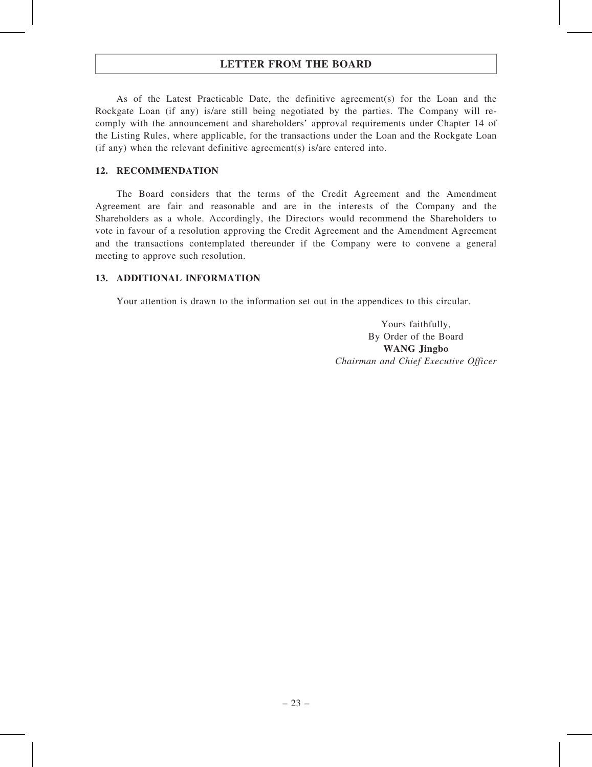As of the Latest Practicable Date, the definitive agreement(s) for the Loan and the Rockgate Loan (if any) is/are still being negotiated by the parties. The Company will re-comply with the announcement and shareholders' approval requirements under Chapter 14 of the Listing Rules, where applicable, for the transactions under the Loan and the Rockgate Loan (if any) when the relevant definitive agreement(s) is/are entered into.

## 12. RECOMMENDATION

The Board considers that the terms of the Credit Agreement and the Amendment Agreement are fair and reasonable and are in the interests of the Company and the Shareholders as a whole. Accordingly, the Directors would recommend the Shareholders to vote in favour of a resolution approving the Credit Agreement and the Amendment Agreement and the transactions contemplated thereunder if the Company were to convene a general meeting to approve such resolution.

## 13. ADDITIONAL INFORMATION

Your attention is drawn to the information set out in the appendices to this circular.

Yours faithfully,
By Order of the Board
**WANG Jingbo**
*Chairman and Chief Executive Officer*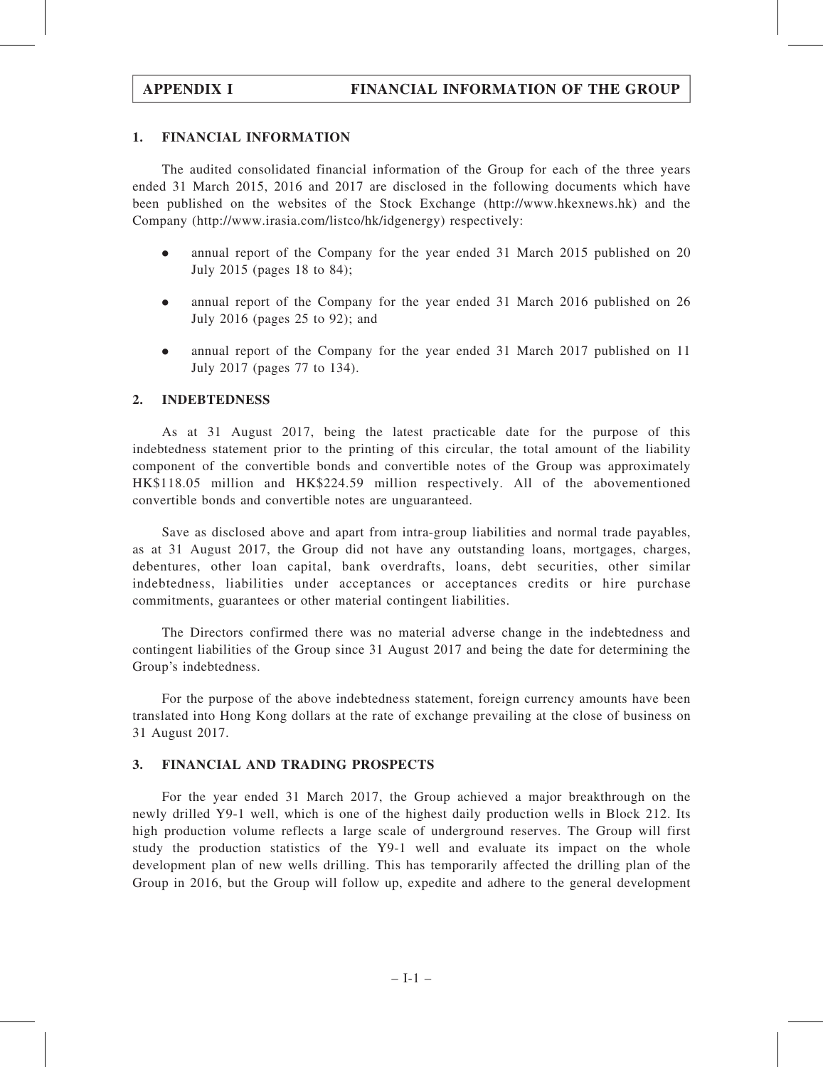# APPENDIX I FINANCIAL INFORMATION OF THE GROUP

## 1. FINANCIAL INFORMATION

The audited consolidated financial information of the Group for each of the three years ended 31 March 2015, 2016 and 2017 are disclosed in the following documents which have been published on the websites of the Stock Exchange (http://www.hkexnews.hk) and the Company (http://www.irasia.com/listco/hk/idgenergy) respectively:

- annual report of the Company for the year ended 31 March 2015 published on 20 July 2015 (pages 18 to 84);
- annual report of the Company for the year ended 31 March 2016 published on 26 July 2016 (pages 25 to 92); and
- annual report of the Company for the year ended 31 March 2017 published on 11 July 2017 (pages 77 to 134).

## 2. INDEBTEDNESS

As at 31 August 2017, being the latest practicable date for the purpose of this indebtedness statement prior to the printing of this circular, the total amount of the liability component of the convertible bonds and convertible notes of the Group was approximately HK$118.05 million and HK$224.59 million respectively. All of the abovementioned convertible bonds and convertible notes are unguaranteed.

Save as disclosed above and apart from intra-group liabilities and normal trade payables, as at 31 August 2017, the Group did not have any outstanding loans, mortgages, charges, debentures, other loan capital, bank overdrafts, loans, debt securities, other similar indebtedness, liabilities under acceptances or acceptances credits or hire purchase commitments, guarantees or other material contingent liabilities.

The Directors confirmed there was no material adverse change in the indebtedness and contingent liabilities of the Group since 31 August 2017 and being the date for determining the Group's indebtedness.

For the purpose of the above indebtedness statement, foreign currency amounts have been translated into Hong Kong dollars at the rate of exchange prevailing at the close of business on 31 August 2017.

## 3. FINANCIAL AND TRADING PROSPECTS

For the year ended 31 March 2017, the Group achieved a major breakthrough on the newly drilled Y9-1 well, which is one of the highest daily production wells in Block 212. Its high production volume reflects a large scale of underground reserves. The Group will first study the production statistics of the Y9-1 well and evaluate its impact on the whole development plan of new wells drilling. This has temporarily affected the drilling plan of the Group in 2016, but the Group will follow up, expedite and adhere to the general development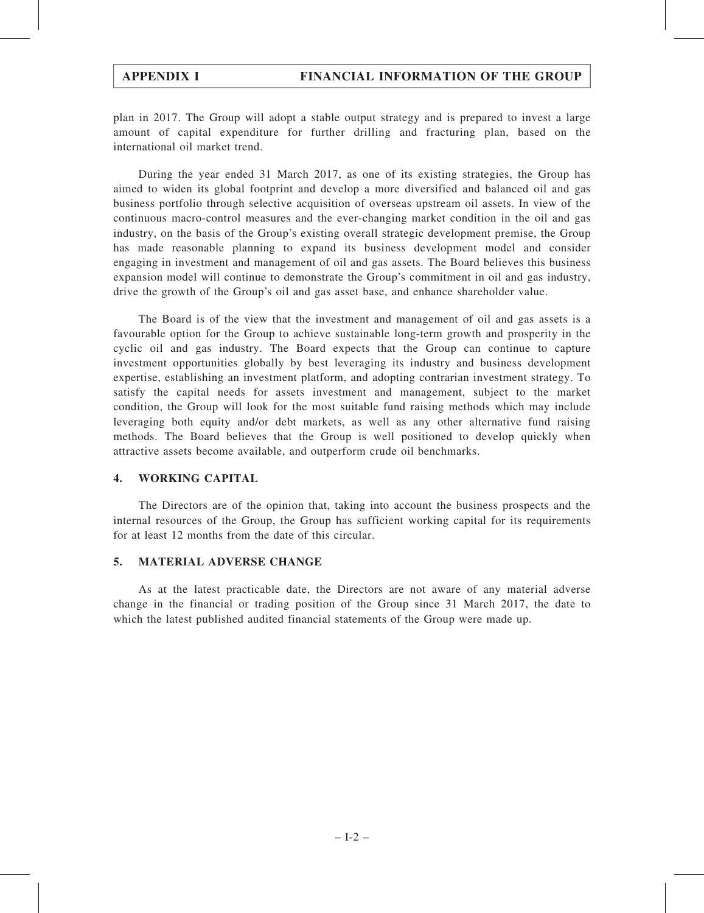plan in 2017. The Group will adopt a stable output strategy and is prepared to invest a large amount of capital expenditure for further drilling and fracturing plan, based on the international oil market trend.

During the year ended 31 March 2017, as one of its existing strategies, the Group has aimed to widen its global footprint and develop a more diversified and balanced oil and gas business portfolio through selective acquisition of overseas upstream oil assets. In view of the continuous macro-control measures and the ever-changing market condition in the oil and gas industry, on the basis of the Group's existing overall strategic development premise, the Group has made reasonable planning to expand its business development model and consider engaging in investment and management of oil and gas assets. The Board believes this business expansion model will continue to demonstrate the Group's commitment in oil and gas industry, drive the growth of the Group's oil and gas asset base, and enhance shareholder value.

The Board is of the view that the investment and management of oil and gas assets is a favourable option for the Group to achieve sustainable long-term growth and prosperity in the cyclic oil and gas industry. The Board expects that the Group can continue to capture investment opportunities globally by best leveraging its industry and business development expertise, establishing an investment platform, and adopting contrarian investment strategy. To satisfy the capital needs for assets investment and management, subject to the market condition, the Group will look for the most suitable fund raising methods which may include leveraging both equity and/or debt markets, as well as any other alternative fund raising methods. The Board believes that the Group is well positioned to develop quickly when attractive assets become available, and outperform crude oil benchmarks.

## 4. WORKING CAPITAL

The Directors are of the opinion that, taking into account the business prospects and the internal resources of the Group, the Group has sufficient working capital for its requirements for at least 12 months from the date of this circular.

## 5. MATERIAL ADVERSE CHANGE

As at the latest practicable date, the Directors are not aware of any material adverse change in the financial or trading position of the Group since 31 March 2017, the date to which the latest published audited financial statements of the Group were made up.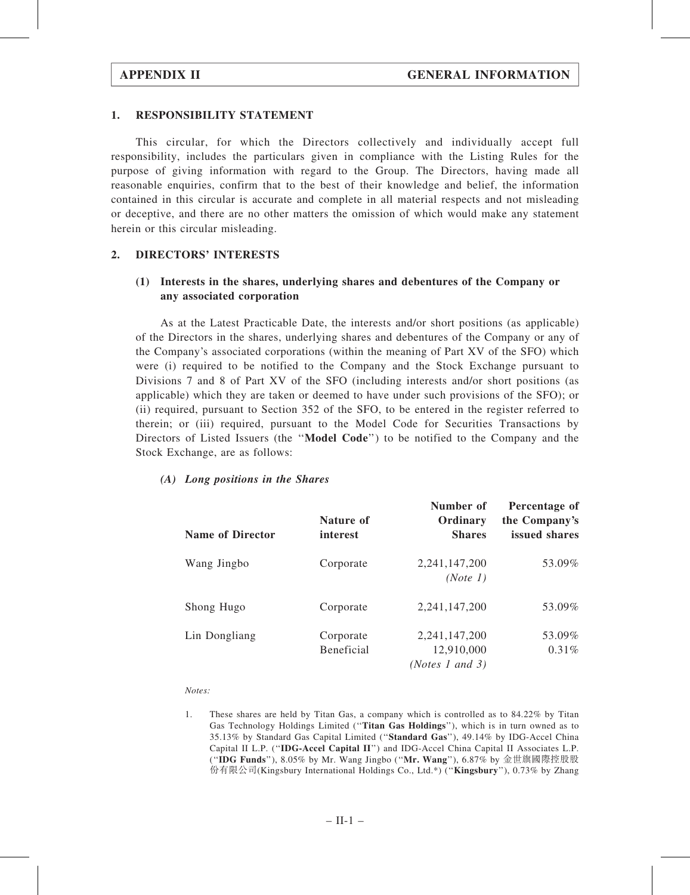## 1. RESPONSIBILITY STATEMENT

This circular, for which the Directors collectively and individually accept full responsibility, includes the particulars given in compliance with the Listing Rules for the purpose of giving information with regard to the Group. The Directors, having made all reasonable enquiries, confirm that to the best of their knowledge and belief, the information contained in this circular is accurate and complete in all material respects and not misleading or deceptive, and there are no other matters the omission of which would make any statement herein or this circular misleading.

## 2. DIRECTORS' INTERESTS

### (1) Interests in the shares, underlying shares and debentures of the Company or any associated corporation

As at the Latest Practicable Date, the interests and/or short positions (as applicable) of the Directors in the shares, underlying shares and debentures of the Company or any of the Company's associated corporations (within the meaning of Part XV of the SFO) which were (i) required to be notified to the Company and the Stock Exchange pursuant to Divisions 7 and 8 of Part XV of the SFO (including interests and/or short positions (as applicable) which they are taken or deemed to have under such provisions of the SFO); or (ii) required, pursuant to Section 352 of the SFO, to be entered in the register referred to therein; or (iii) required, pursuant to the Model Code for Securities Transactions by Directors of Listed Issuers (the "**Model Code**") to be notified to the Company and the Stock Exchange, are as follows:

#### *(A) Long positions in the Shares*

| Name of Director | Nature of interest | Number of Ordinary Shares | Percentage of the Company's issued shares |
|---|---|---|---|
| Wang Jingbo | Corporate | 2,241,147,200 *(Note 1)* | 53.09% |
| Shong Hugo | Corporate | 2,241,147,200 | 53.09% |
| Lin Dongliang | Corporate | 2,241,147,200 | 53.09% |
| | Beneficial | 12,910,000 *(Notes 1 and 3)* | 0.31% |

*Notes:*

1. These shares are held by Titan Gas, a company which is controlled as to 84.22% by Titan Gas Technology Holdings Limited ("**Titan Gas Holdings**"), which is in turn owned as to 35.13% by Standard Gas Capital Limited ("**Standard Gas**"), 49.14% by IDG-Accel China Capital II L.P. ("**IDG-Accel Capital II**") and IDG-Accel China Capital II Associates L.P. ("**IDG Funds**"), 8.05% by Mr. Wang Jingbo ("**Mr. Wang**"), 6.87% by 金世旗國際控股股份有限公司(Kingsbury International Holdings Co., Ltd.*) ("**Kingsbury**"), 0.73% by Zhang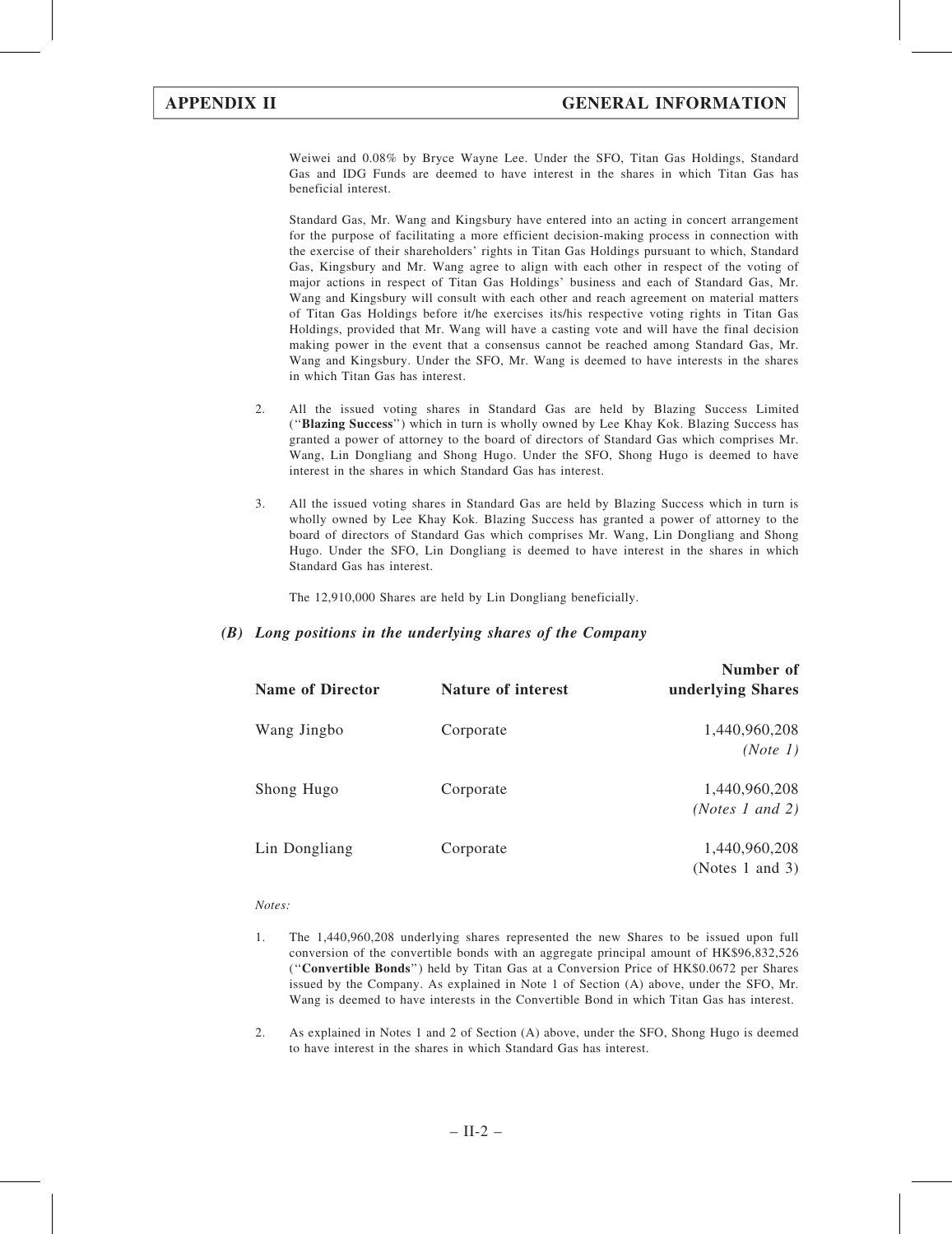Weiwei and 0.08% by Bryce Wayne Lee. Under the SFO, Titan Gas Holdings, Standard Gas and IDG Funds are deemed to have interest in the shares in which Titan Gas has beneficial interest.

Standard Gas, Mr. Wang and Kingsbury have entered into an acting in concert arrangement for the purpose of facilitating a more efficient decision-making process in connection with the exercise of their shareholders' rights in Titan Gas Holdings pursuant to which, Standard Gas, Kingsbury and Mr. Wang agree to align with each other in respect of the voting of major actions in respect of Titan Gas Holdings' business and each of Standard Gas, Mr. Wang and Kingsbury will consult with each other and reach agreement on material matters of Titan Gas Holdings before it/he exercises its/his respective voting rights in Titan Gas Holdings, provided that Mr. Wang will have a casting vote and will have the final decision making power in the event that a consensus cannot be reached among Standard Gas, Mr. Wang and Kingsbury. Under the SFO, Mr. Wang is deemed to have interests in the shares in which Titan Gas has interest.

2. All the issued voting shares in Standard Gas are held by Blazing Success Limited ("**Blazing Success**") which in turn is wholly owned by Lee Khay Kok. Blazing Success has granted a power of attorney to the board of directors of Standard Gas which comprises Mr. Wang, Lin Dongliang and Shong Hugo. Under the SFO, Shong Hugo is deemed to have interest in the shares in which Standard Gas has interest.

3. All the issued voting shares in Standard Gas are held by Blazing Success which in turn is wholly owned by Lee Khay Kok. Blazing Success has granted a power of attorney to the board of directors of Standard Gas which comprises Mr. Wang, Lin Dongliang and Shong Hugo. Under the SFO, Lin Dongliang is deemed to have interest in the shares in which Standard Gas has interest.

   The 12,910,000 Shares are held by Lin Dongliang beneficially.

### *(B) Long positions in the underlying shares of the Company*

| Name of Director | Nature of interest | Number of underlying Shares |
|---|---|---|
| Wang Jingbo | Corporate | 1,440,960,208 *(Note 1)* |
| Shong Hugo | Corporate | 1,440,960,208 *(Notes 1 and 2)* |
| Lin Dongliang | Corporate | 1,440,960,208 (Notes 1 and 3) |

*Notes:*

1. The 1,440,960,208 underlying shares represented the new Shares to be issued upon full conversion of the convertible bonds with an aggregate principal amount of HK$96,832,526 ("**Convertible Bonds**") held by Titan Gas at a Conversion Price of HK$0.0672 per Shares issued by the Company. As explained in Note 1 of Section (A) above, under the SFO, Mr. Wang is deemed to have interests in the Convertible Bond in which Titan Gas has interest.

2. As explained in Notes 1 and 2 of Section (A) above, under the SFO, Shong Hugo is deemed to have interest in the shares in which Standard Gas has interest.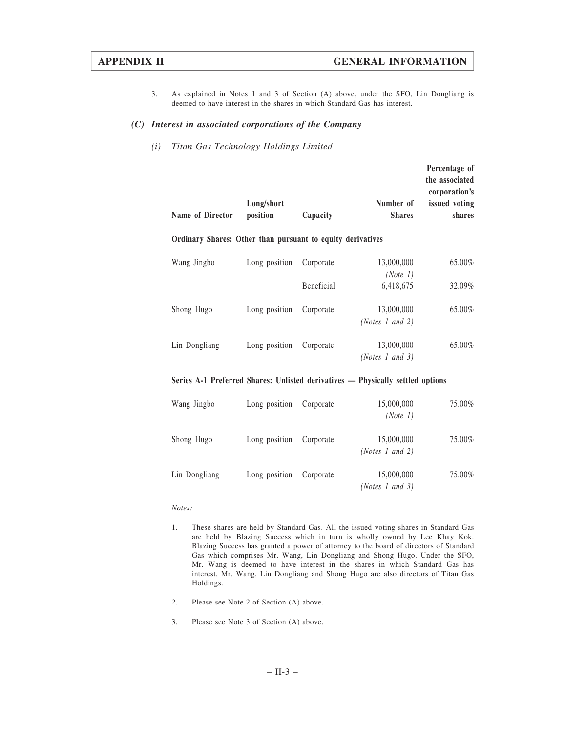3. As explained in Notes 1 and 3 of Section (A) above, under the SFO, Lin Dongliang is deemed to have interest in the shares in which Standard Gas has interest.

### *(C) Interest in associated corporations of the Company*

#### *(i) Titan Gas Technology Holdings Limited*

| Name of Director | Long/short position | Capacity | Number of Shares | Percentage of the associated corporation's issued voting shares |
|---|---|---|---|---|
| **Ordinary Shares: Other than pursuant to equity derivatives** | | | | |
| Wang Jingbo | Long position | Corporate | 13,000,000 *(Note 1)* | 65.00% |
| | | Beneficial | 6,418,675 | 32.09% |
| Shong Hugo | Long position | Corporate | 13,000,000 *(Notes 1 and 2)* | 65.00% |
| Lin Dongliang | Long position | Corporate | 13,000,000 *(Notes 1 and 3)* | 65.00% |
| **Series A-1 Preferred Shares: Unlisted derivatives — Physically settled options** | | | | |
| Wang Jingbo | Long position | Corporate | 15,000,000 *(Note 1)* | 75.00% |
| Shong Hugo | Long position | Corporate | 15,000,000 *(Notes 1 and 2)* | 75.00% |
| Lin Dongliang | Long position | Corporate | 15,000,000 *(Notes 1 and 3)* | 75.00% |

*Notes:*

1. These shares are held by Standard Gas. All the issued voting shares in Standard Gas are held by Blazing Success which in turn is wholly owned by Lee Khay Kok. Blazing Success has granted a power of attorney to the board of directors of Standard Gas which comprises Mr. Wang, Lin Dongliang and Shong Hugo. Under the SFO, Mr. Wang is deemed to have interest in the shares in which Standard Gas has interest. Mr. Wang, Lin Dongliang and Shong Hugo are also directors of Titan Gas Holdings.

2. Please see Note 2 of Section (A) above.

3. Please see Note 3 of Section (A) above.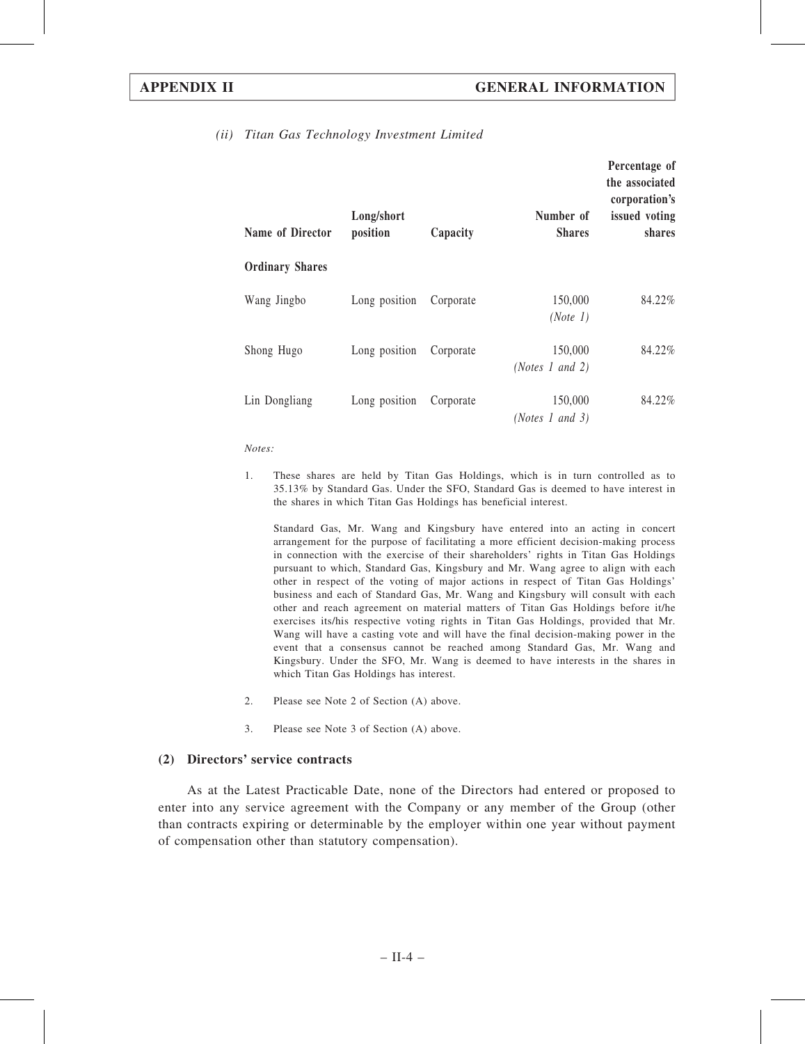*(ii) Titan Gas Technology Investment Limited*

| Name of Director | Long/short position | Capacity | Number of Shares | Percentage of the associated corporation's issued voting shares |
|---|---|---|---|---|
| **Ordinary Shares** | | | | |
| Wang Jingbo | Long position | Corporate | 150,000 *(Note 1)* | 84.22% |
| Shong Hugo | Long position | Corporate | 150,000 *(Notes 1 and 2)* | 84.22% |
| Lin Dongliang | Long position | Corporate | 150,000 *(Notes 1 and 3)* | 84.22% |

*Notes:*

1. These shares are held by Titan Gas Holdings, which is in turn controlled as to 35.13% by Standard Gas. Under the SFO, Standard Gas is deemed to have interest in the shares in which Titan Gas Holdings has beneficial interest.

   Standard Gas, Mr. Wang and Kingsbury have entered into an acting in concert arrangement for the purpose of facilitating a more efficient decision-making process in connection with the exercise of their shareholders' rights in Titan Gas Holdings pursuant to which, Standard Gas, Kingsbury and Mr. Wang agree to align with each other in respect of the voting of major actions in respect of Titan Gas Holdings' business and each of Standard Gas, Mr. Wang and Kingsbury will consult with each other and reach agreement on material matters of Titan Gas Holdings before it/he exercises its/his respective voting rights in Titan Gas Holdings, provided that Mr. Wang will have a casting vote and will have the final decision-making power in the event that a consensus cannot be reached among Standard Gas, Mr. Wang and Kingsbury. Under the SFO, Mr. Wang is deemed to have interests in the shares in which Titan Gas Holdings has interest.

2. Please see Note 2 of Section (A) above.

3. Please see Note 3 of Section (A) above.

### (2) Directors' service contracts

As at the Latest Practicable Date, none of the Directors had entered or proposed to enter into any service agreement with the Company or any member of the Group (other than contracts expiring or determinable by the employer within one year without payment of compensation other than statutory compensation).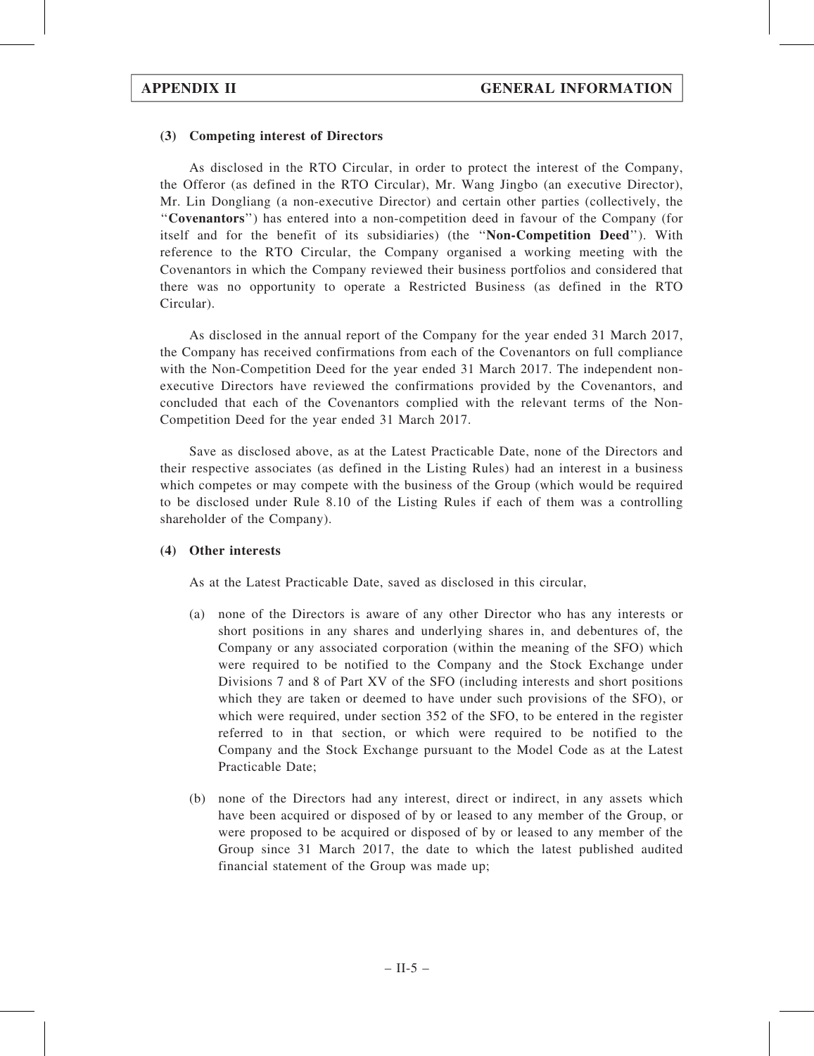#### (3) Competing interest of Directors

As disclosed in the RTO Circular, in order to protect the interest of the Company, the Offeror (as defined in the RTO Circular), Mr. Wang Jingbo (an executive Director), Mr. Lin Dongliang (a non-executive Director) and certain other parties (collectively, the ''**Covenantors**'') has entered into a non-competition deed in favour of the Company (for itself and for the benefit of its subsidiaries) (the ''**Non-Competition Deed**''). With reference to the RTO Circular, the Company organised a working meeting with the Covenantors in which the Company reviewed their business portfolios and considered that there was no opportunity to operate a Restricted Business (as defined in the RTO Circular).

As disclosed in the annual report of the Company for the year ended 31 March 2017, the Company has received confirmations from each of the Covenantors on full compliance with the Non-Competition Deed for the year ended 31 March 2017. The independent non-executive Directors have reviewed the confirmations provided by the Covenantors, and concluded that each of the Covenantors complied with the relevant terms of the Non-Competition Deed for the year ended 31 March 2017.

Save as disclosed above, as at the Latest Practicable Date, none of the Directors and their respective associates (as defined in the Listing Rules) had an interest in a business which competes or may compete with the business of the Group (which would be required to be disclosed under Rule 8.10 of the Listing Rules if each of them was a controlling shareholder of the Company).

#### (4) Other interests

As at the Latest Practicable Date, saved as disclosed in this circular,

(a) none of the Directors is aware of any other Director who has any interests or short positions in any shares and underlying shares in, and debentures of, the Company or any associated corporation (within the meaning of the SFO) which were required to be notified to the Company and the Stock Exchange under Divisions 7 and 8 of Part XV of the SFO (including interests and short positions which they are taken or deemed to have under such provisions of the SFO), or which were required, under section 352 of the SFO, to be entered in the register referred to in that section, or which were required to be notified to the Company and the Stock Exchange pursuant to the Model Code as at the Latest Practicable Date;

(b) none of the Directors had any interest, direct or indirect, in any assets which have been acquired or disposed of by or leased to any member of the Group, or were proposed to be acquired or disposed of by or leased to any member of the Group since 31 March 2017, the date to which the latest published audited financial statement of the Group was made up;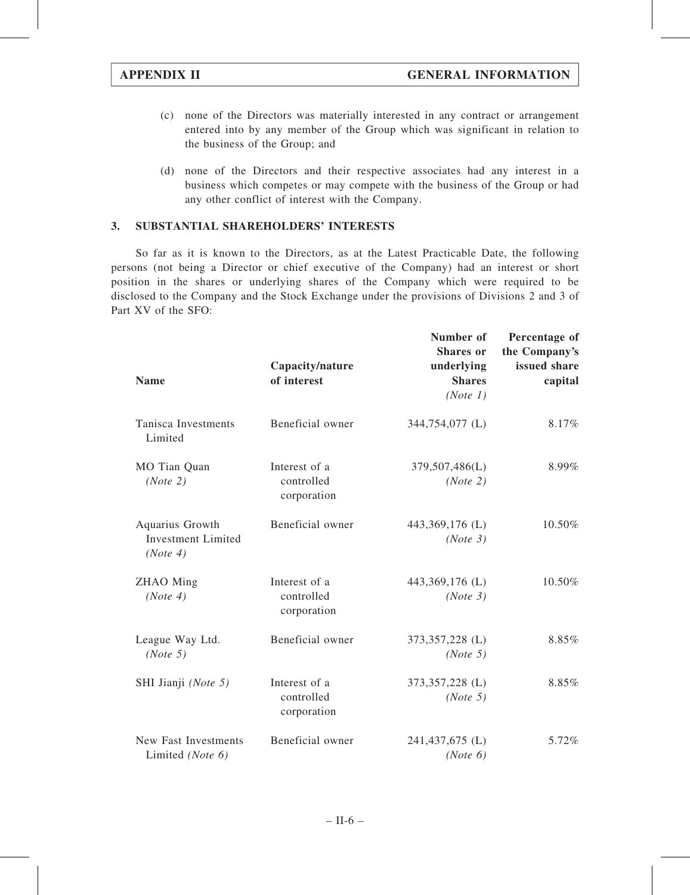(c) none of the Directors was materially interested in any contract or arrangement entered into by any member of the Group which was significant in relation to the business of the Group; and

(d) none of the Directors and their respective associates had any interest in a business which competes or may compete with the business of the Group or had any other conflict of interest with the Company.

## 3. SUBSTANTIAL SHAREHOLDERS' INTERESTS

So far as it is known to the Directors, as at the Latest Practicable Date, the following persons (not being a Director or chief executive of the Company) had an interest or short position in the shares or underlying shares of the Company which were required to be disclosed to the Company and the Stock Exchange under the provisions of Divisions 2 and 3 of Part XV of the SFO:

| Name | Capacity/nature of interest | Number of Shares or underlying Shares *(Note 1)* | Percentage of the Company's issued share capital |
|---|---|---|---|
| Tanisca Investments Limited | Beneficial owner | 344,754,077 (L) | 8.17% |
| MO Tian Quan *(Note 2)* | Interest of a controlled corporation | 379,507,486(L) *(Note 2)* | 8.99% |
| Aquarius Growth Investment Limited *(Note 4)* | Beneficial owner | 443,369,176 (L) *(Note 3)* | 10.50% |
| ZHAO Ming *(Note 4)* | Interest of a controlled corporation | 443,369,176 (L) *(Note 3)* | 10.50% |
| League Way Ltd. *(Note 5)* | Beneficial owner | 373,357,228 (L) *(Note 5)* | 8.85% |
| SHI Jianji *(Note 5)* | Interest of a controlled corporation | 373,357,228 (L) *(Note 5)* | 8.85% |
| New Fast Investments Limited *(Note 6)* | Beneficial owner | 241,437,675 (L) *(Note 6)* | 5.72% |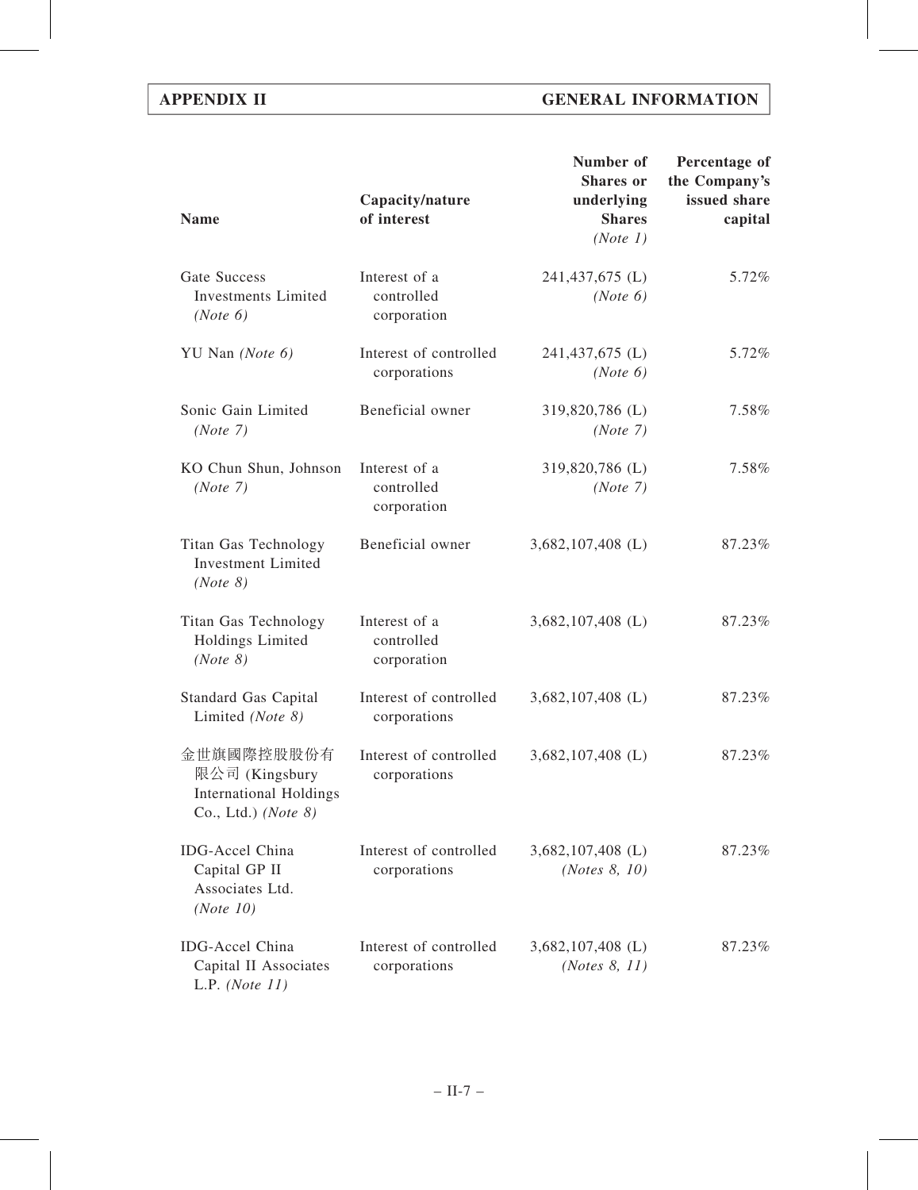| Name | Capacity/nature of interest | Number of Shares or underlying Shares *(Note 1)* | Percentage of the Company's issued share capital |
|---|---|---|---|
| Gate Success Investments Limited *(Note 6)* | Interest of a controlled corporation | 241,437,675 (L) *(Note 6)* | 5.72% |
| YU Nan *(Note 6)* | Interest of controlled corporations | 241,437,675 (L) *(Note 6)* | 5.72% |
| Sonic Gain Limited *(Note 7)* | Beneficial owner | 319,820,786 (L) *(Note 7)* | 7.58% |
| KO Chun Shun, Johnson *(Note 7)* | Interest of a controlled corporation | 319,820,786 (L) *(Note 7)* | 7.58% |
| Titan Gas Technology Investment Limited *(Note 8)* | Beneficial owner | 3,682,107,408 (L) | 87.23% |
| Titan Gas Technology Holdings Limited *(Note 8)* | Interest of a controlled corporation | 3,682,107,408 (L) | 87.23% |
| Standard Gas Capital Limited *(Note 8)* | Interest of controlled corporations | 3,682,107,408 (L) | 87.23% |
| 金世旗國際控股股份有限公司 (Kingsbury International Holdings Co., Ltd.) *(Note 8)* | Interest of controlled corporations | 3,682,107,408 (L) | 87.23% |
| IDG-Accel China Capital GP II Associates Ltd. *(Note 10)* | Interest of controlled corporations | 3,682,107,408 (L) *(Notes 8, 10)* | 87.23% |
| IDG-Accel China Capital II Associates L.P. *(Note 11)* | Interest of controlled corporations | 3,682,107,408 (L) *(Notes 8, 11)* | 87.23% |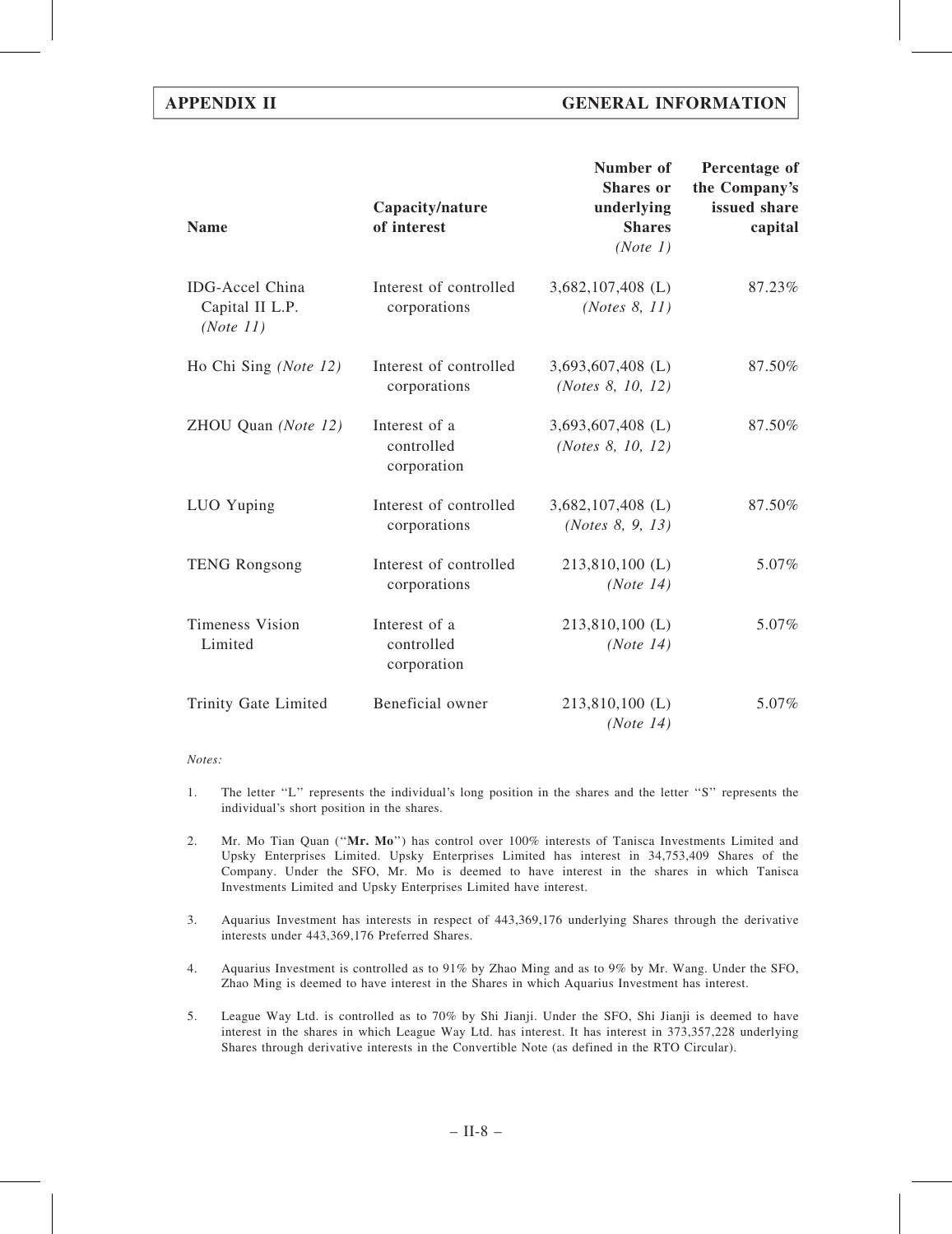| Name | Capacity/nature of interest | Number of Shares or underlying Shares *(Note 1)* | Percentage of the Company's issued share capital |
|---|---|---|---|
| IDG-Accel China Capital II L.P. *(Note 11)* | Interest of controlled corporations | 3,682,107,408 (L) *(Notes 8, 11)* | 87.23% |
| Ho Chi Sing *(Note 12)* | Interest of controlled corporations | 3,693,607,408 (L) *(Notes 8, 10, 12)* | 87.50% |
| ZHOU Quan *(Note 12)* | Interest of a controlled corporation | 3,693,607,408 (L) *(Notes 8, 10, 12)* | 87.50% |
| LUO Yuping | Interest of controlled corporations | 3,682,107,408 (L) *(Notes 8, 9, 13)* | 87.50% |
| TENG Rongsong | Interest of controlled corporations | 213,810,100 (L) *(Note 14)* | 5.07% |
| Timeness Vision Limited | Interest of a controlled corporation | 213,810,100 (L) *(Note 14)* | 5.07% |
| Trinity Gate Limited | Beneficial owner | 213,810,100 (L) *(Note 14)* | 5.07% |

*Notes:*

1. The letter "L" represents the individual's long position in the shares and the letter "S" represents the individual's short position in the shares.

2. Mr. Mo Tian Quan ("**Mr. Mo**") has control over 100% interests of Tanisca Investments Limited and Upsky Enterprises Limited. Upsky Enterprises Limited has interest in 34,753,409 Shares of the Company. Under the SFO, Mr. Mo is deemed to have interest in the shares in which Tanisca Investments Limited and Upsky Enterprises Limited have interest.

3. Aquarius Investment has interests in respect of 443,369,176 underlying Shares through the derivative interests under 443,369,176 Preferred Shares.

4. Aquarius Investment is controlled as to 91% by Zhao Ming and as to 9% by Mr. Wang. Under the SFO, Zhao Ming is deemed to have interest in the Shares in which Aquarius Investment has interest.

5. League Way Ltd. is controlled as to 70% by Shi Jianji. Under the SFO, Shi Jianji is deemed to have interest in the shares in which League Way Ltd. has interest. It has interest in 373,357,228 underlying Shares through derivative interests in the Convertible Note (as defined in the RTO Circular).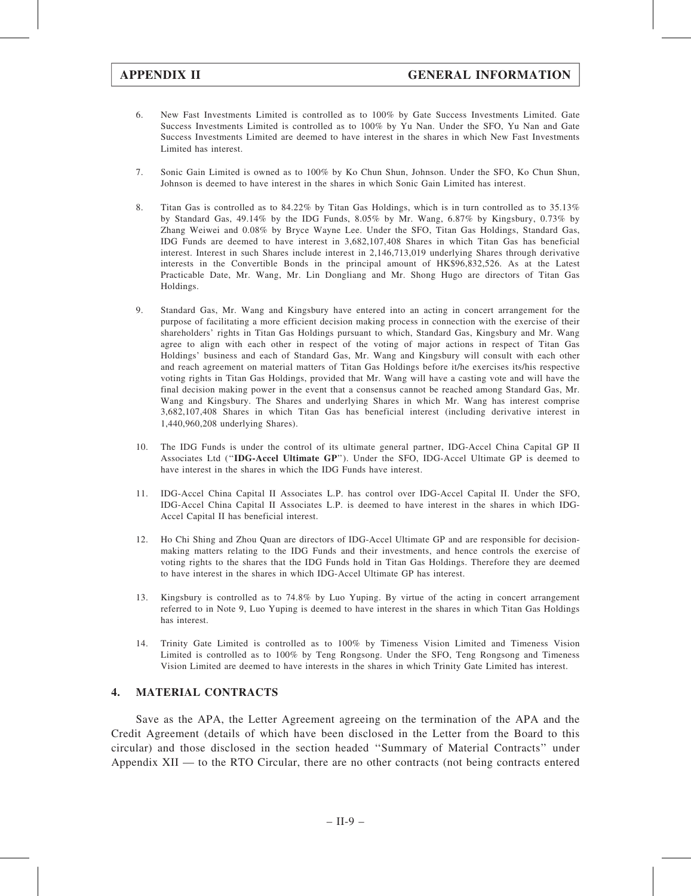6. New Fast Investments Limited is controlled as to 100% by Gate Success Investments Limited. Gate Success Investments Limited is controlled as to 100% by Yu Nan. Under the SFO, Yu Nan and Gate Success Investments Limited are deemed to have interest in the shares in which New Fast Investments Limited has interest.

7. Sonic Gain Limited is owned as to 100% by Ko Chun Shun, Johnson. Under the SFO, Ko Chun Shun, Johnson is deemed to have interest in the shares in which Sonic Gain Limited has interest.

8. Titan Gas is controlled as to 84.22% by Titan Gas Holdings, which is in turn controlled as to 35.13% by Standard Gas, 49.14% by the IDG Funds, 8.05% by Mr. Wang, 6.87% by Kingsbury, 0.73% by Zhang Weiwei and 0.08% by Bryce Wayne Lee. Under the SFO, Titan Gas Holdings, Standard Gas, IDG Funds are deemed to have interest in 3,682,107,408 Shares in which Titan Gas has beneficial interest. Interest in such Shares include interest in 2,146,713,019 underlying Shares through derivative interests in the Convertible Bonds in the principal amount of HK$96,832,526. As at the Latest Practicable Date, Mr. Wang, Mr. Lin Dongliang and Mr. Shong Hugo are directors of Titan Gas Holdings.

9. Standard Gas, Mr. Wang and Kingsbury have entered into an acting in concert arrangement for the purpose of facilitating a more efficient decision making process in connection with the exercise of their shareholders' rights in Titan Gas Holdings pursuant to which, Standard Gas, Kingsbury and Mr. Wang agree to align with each other in respect of the voting of major actions in respect of Titan Gas Holdings' business and each of Standard Gas, Mr. Wang and Kingsbury will consult with each other and reach agreement on material matters of Titan Gas Holdings before it/he exercises its/his respective voting rights in Titan Gas Holdings, provided that Mr. Wang will have a casting vote and will have the final decision making power in the event that a consensus cannot be reached among Standard Gas, Mr. Wang and Kingsbury. The Shares and underlying Shares in which Mr. Wang has interest comprise 3,682,107,408 Shares in which Titan Gas has beneficial interest (including derivative interest in 1,440,960,208 underlying Shares).

10. The IDG Funds is under the control of its ultimate general partner, IDG-Accel China Capital GP II Associates Ltd ("**IDG-Accel Ultimate GP**"). Under the SFO, IDG-Accel Ultimate GP is deemed to have interest in the shares in which the IDG Funds have interest.

11. IDG-Accel China Capital II Associates L.P. has control over IDG-Accel Capital II. Under the SFO, IDG-Accel China Capital II Associates L.P. is deemed to have interest in the shares in which IDG-Accel Capital II has beneficial interest.

12. Ho Chi Shing and Zhou Quan are directors of IDG-Accel Ultimate GP and are responsible for decision-making matters relating to the IDG Funds and their investments, and hence controls the exercise of voting rights to the shares that the IDG Funds hold in Titan Gas Holdings. Therefore they are deemed to have interest in the shares in which IDG-Accel Ultimate GP has interest.

13. Kingsbury is controlled as to 74.8% by Luo Yuping. By virtue of the acting in concert arrangement referred to in Note 9, Luo Yuping is deemed to have interest in the shares in which Titan Gas Holdings has interest.

14. Trinity Gate Limited is controlled as to 100% by Timeness Vision Limited and Timeness Vision Limited is controlled as to 100% by Teng Rongsong. Under the SFO, Teng Rongsong and Timeness Vision Limited are deemed to have interests in the shares in which Trinity Gate Limited has interest.

## 4. MATERIAL CONTRACTS

Save as the APA, the Letter Agreement agreeing on the termination of the APA and the Credit Agreement (details of which have been disclosed in the Letter from the Board to this circular) and those disclosed in the section headed "Summary of Material Contracts" under Appendix XII — to the RTO Circular, there are no other contracts (not being contracts entered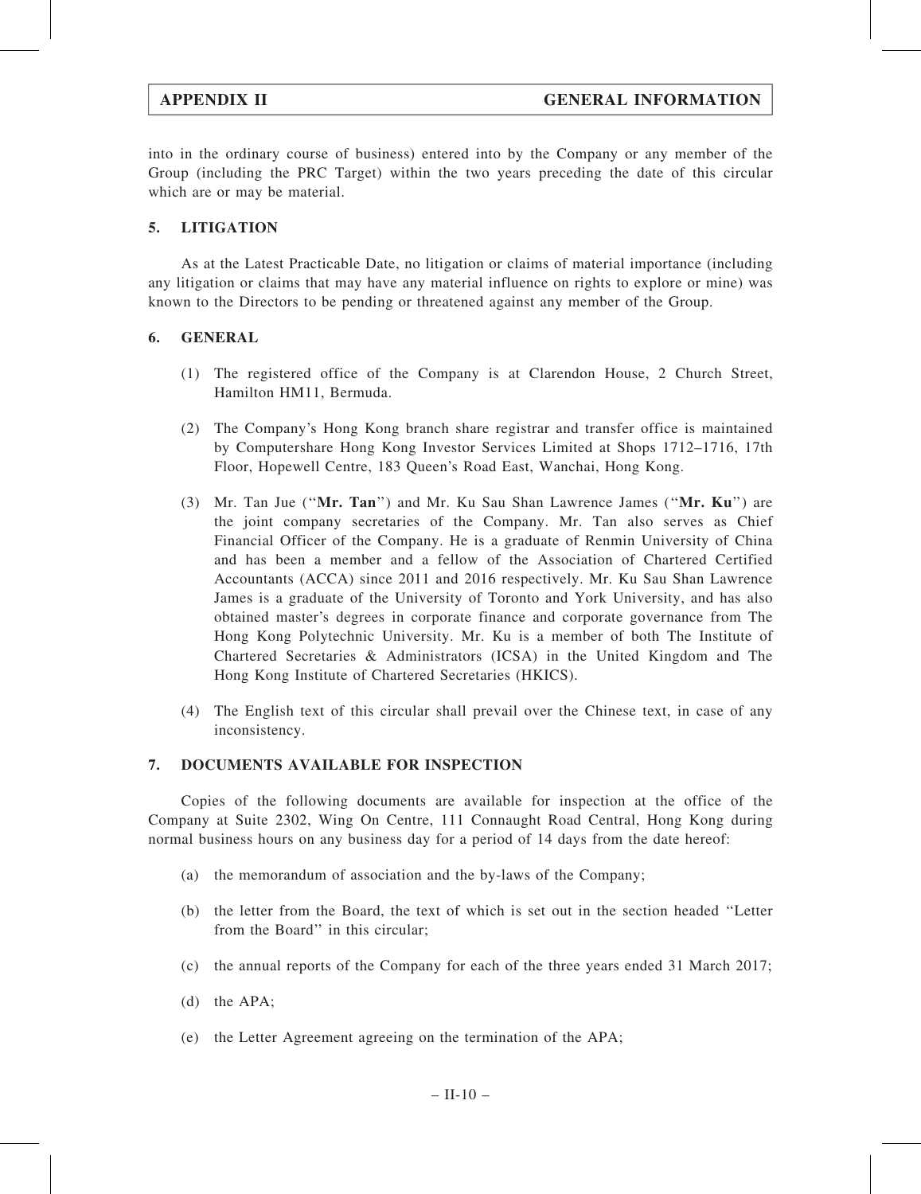into in the ordinary course of business) entered into by the Company or any member of the Group (including the PRC Target) within the two years preceding the date of this circular which are or may be material.

## 5. LITIGATION

As at the Latest Practicable Date, no litigation or claims of material importance (including any litigation or claims that may have any material influence on rights to explore or mine) was known to the Directors to be pending or threatened against any member of the Group.

## 6. GENERAL

(1) The registered office of the Company is at Clarendon House, 2 Church Street, Hamilton HM11, Bermuda.

(2) The Company's Hong Kong branch share registrar and transfer office is maintained by Computershare Hong Kong Investor Services Limited at Shops 1712–1716, 17th Floor, Hopewell Centre, 183 Queen's Road East, Wanchai, Hong Kong.

(3) Mr. Tan Jue (''**Mr. Tan**'') and Mr. Ku Sau Shan Lawrence James (''**Mr. Ku**'') are the joint company secretaries of the Company. Mr. Tan also serves as Chief Financial Officer of the Company. He is a graduate of Renmin University of China and has been a member and a fellow of the Association of Chartered Certified Accountants (ACCA) since 2011 and 2016 respectively. Mr. Ku Sau Shan Lawrence James is a graduate of the University of Toronto and York University, and has also obtained master's degrees in corporate finance and corporate governance from The Hong Kong Polytechnic University. Mr. Ku is a member of both The Institute of Chartered Secretaries & Administrators (ICSA) in the United Kingdom and The Hong Kong Institute of Chartered Secretaries (HKICS).

(4) The English text of this circular shall prevail over the Chinese text, in case of any inconsistency.

## 7. DOCUMENTS AVAILABLE FOR INSPECTION

Copies of the following documents are available for inspection at the office of the Company at Suite 2302, Wing On Centre, 111 Connaught Road Central, Hong Kong during normal business hours on any business day for a period of 14 days from the date hereof:

(a) the memorandum of association and the by-laws of the Company;

(b) the letter from the Board, the text of which is set out in the section headed ''Letter from the Board'' in this circular;

(c) the annual reports of the Company for each of the three years ended 31 March 2017;

(d) the APA;

(e) the Letter Agreement agreeing on the termination of the APA;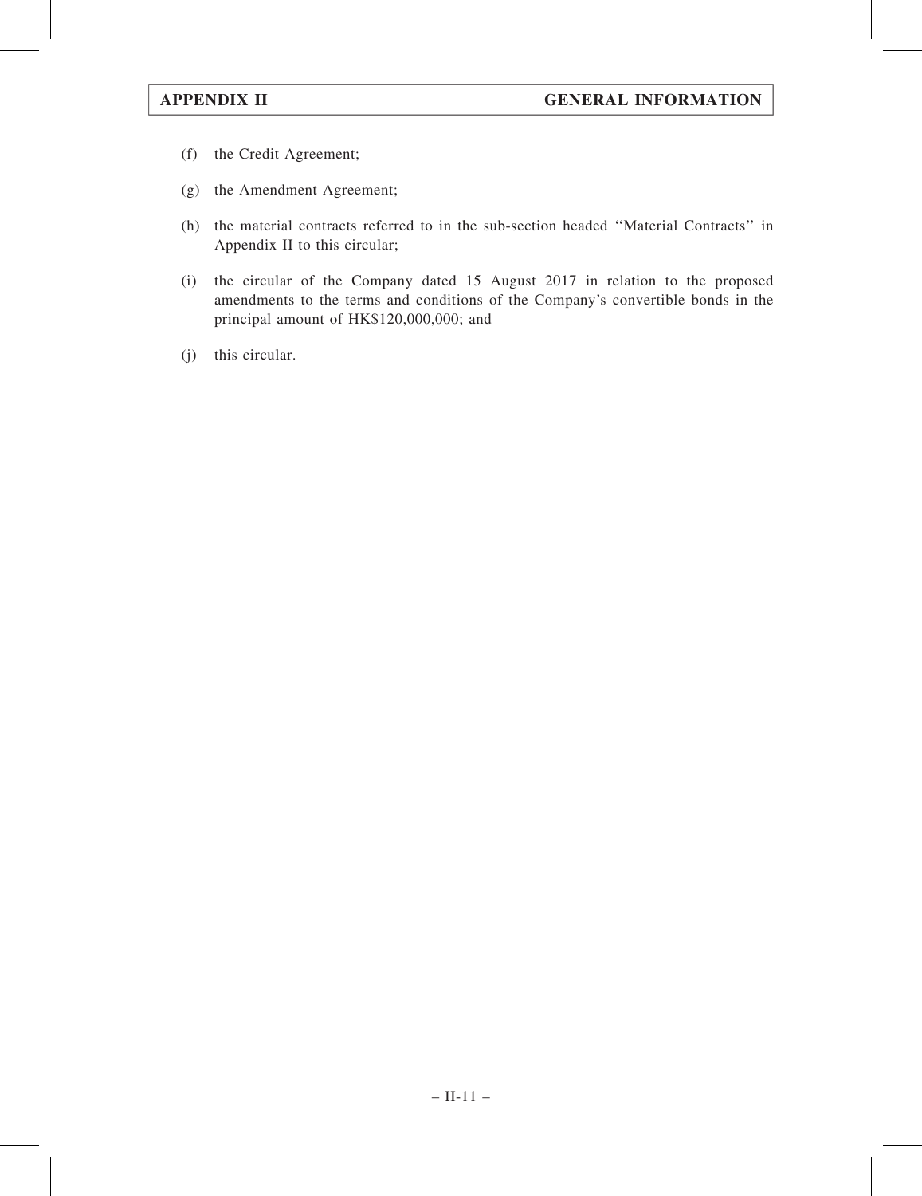(f) the Credit Agreement;

(g) the Amendment Agreement;

(h) the material contracts referred to in the sub-section headed "Material Contracts" in Appendix II to this circular;

(i) the circular of the Company dated 15 August 2017 in relation to the proposed amendments to the terms and conditions of the Company's convertible bonds in the principal amount of HK$120,000,000; and

(j) this circular.